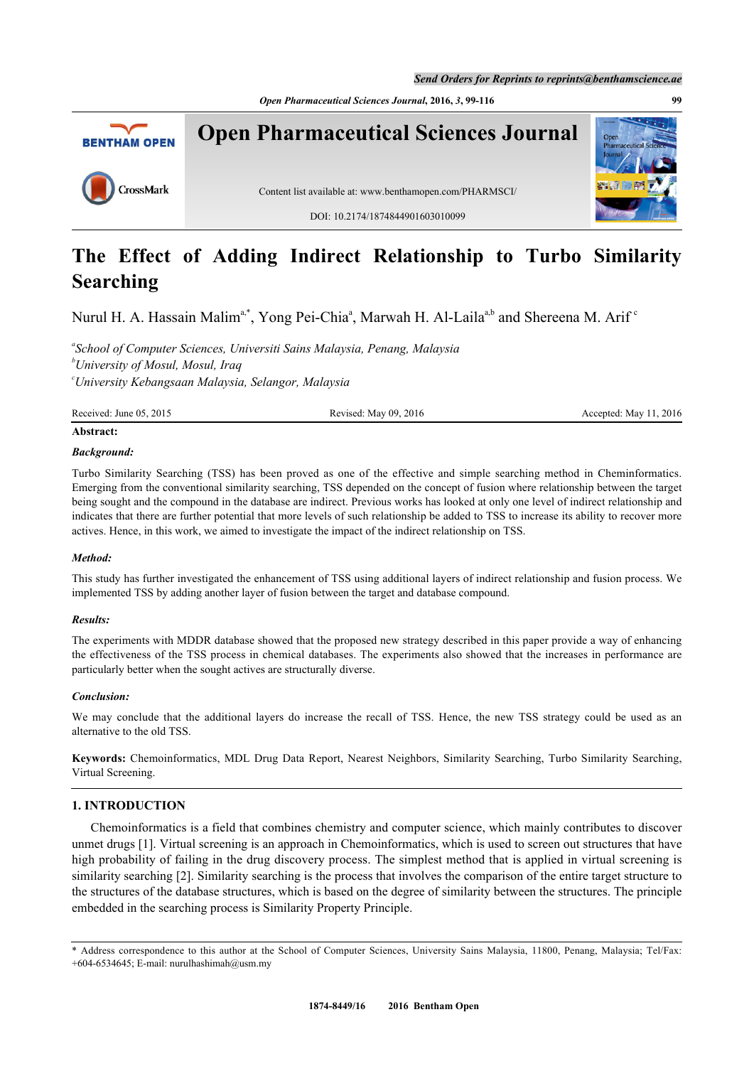# The Effect of Adding Indirect Relationship to Turbo Similarity Searching

Nurul H. A. Hassain Malim[a,*], Yong Pei-Chia[a], Marwah H. Al-Laila[a,b] and Shereena M. Arif[c]

[a]*School of Computer Sciences, Universiti Sains Malaysia, Penang, Malaysia*
[b]*University of Mosul, Mosul, Iraq*
[c]*University Kebangsaan Malaysia, Selangor, Malaysia*

Received: June 05, 2015 Revised: May 09, 2016 Accepted: May 11, 2016

**Abstract:**

***Background:***

Turbo Similarity Searching (TSS) has been proved as one of the effective and simple searching method in Cheminformatics. Emerging from the conventional similarity searching, TSS depended on the concept of fusion where relationship between the target being sought and the compound in the database are indirect. Previous works has looked at only one level of indirect relationship and indicates that there are further potential that more levels of such relationship be added to TSS to increase its ability to recover more actives. Hence, in this work, we aimed to investigate the impact of the indirect relationship on TSS.

***Method:***

This study has further investigated the enhancement of TSS using additional layers of indirect relationship and fusion process. We implemented TSS by adding another layer of fusion between the target and database compound.

***Results:***

The experiments with MDDR database showed that the proposed new strategy described in this paper provide a way of enhancing the effectiveness of the TSS process in chemical databases. The experiments also showed that the increases in performance are particularly better when the sought actives are structurally diverse.

***Conclusion:***

We may conclude that the additional layers do increase the recall of TSS. Hence, the new TSS strategy could be used as an alternative to the old TSS.

**Keywords:** Chemoinformatics, MDL Drug Data Report, Nearest Neighbors, Similarity Searching, Turbo Similarity Searching, Virtual Screening.

## 1. INTRODUCTION

Chemoinformatics is a field that combines chemistry and computer science, which mainly contributes to discover unmet drugs [1]. Virtual screening is an approach in Chemoinformatics, which is used to screen out structures that have high probability of failing in the drug discovery process. The simplest method that is applied in virtual screening is similarity searching [2]. Similarity searching is the process that involves the comparison of the entire target structure to the structures of the database structures, which is based on the degree of similarity between the structures. The principle embedded in the searching process is Similarity Property Principle.

---

\* Address correspondence to this author at the School of Computer Sciences, University Sains Malaysia, 11800, Penang, Malaysia; Tel/Fax: +604-6534645; E-mail: nurulhashimah@usm.my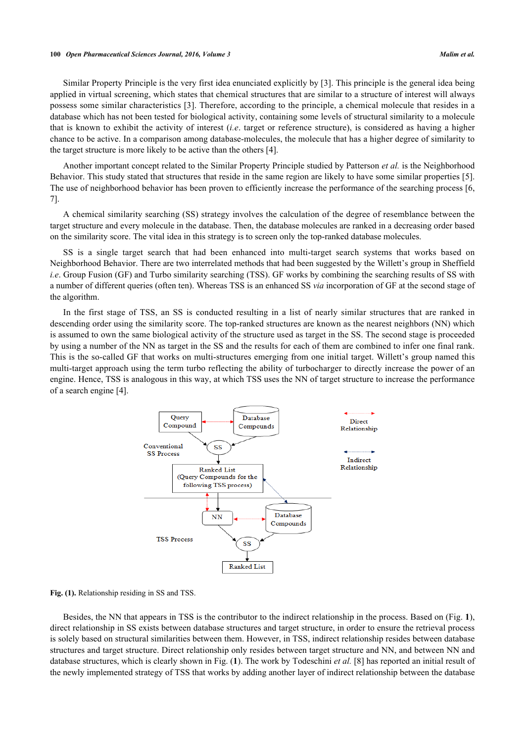Similar Property Principle is the very first idea enunciated explicitly by [3]. This principle is the general idea being applied in virtual screening, which states that chemical structures that are similar to a structure of interest will always possess some similar characteristics [3]. Therefore, according to the principle, a chemical molecule that resides in a database which has not been tested for biological activity, containing some levels of structural similarity to a molecule that is known to exhibit the activity of interest (*i.e*. target or reference structure), is considered as having a higher chance to be active. In a comparison among database-molecules, the molecule that has a higher degree of similarity to the target structure is more likely to be active than the others [4].

Another important concept related to the Similar Property Principle studied by Patterson *et al.* is the Neighborhood Behavior. This study stated that structures that reside in the same region are likely to have some similar properties [5]. The use of neighborhood behavior has been proven to efficiently increase the performance of the searching process [6, 7].

A chemical similarity searching (SS) strategy involves the calculation of the degree of resemblance between the target structure and every molecule in the database. Then, the database molecules are ranked in a decreasing order based on the similarity score. The vital idea in this strategy is to screen only the top-ranked database molecules.

SS is a single target search that had been enhanced into multi-target search systems that works based on Neighborhood Behavior. There are two interrelated methods that had been suggested by the Willett's group in Sheffield *i.e*. Group Fusion (GF) and Turbo similarity searching (TSS). GF works by combining the searching results of SS with a number of different queries (often ten). Whereas TSS is an enhanced SS *via* incorporation of GF at the second stage of the algorithm.

In the first stage of TSS, an SS is conducted resulting in a list of nearly similar structures that are ranked in descending order using the similarity score. The top-ranked structures are known as the nearest neighbors (NN) which is assumed to own the same biological activity of the structure used as target in the SS. The second stage is proceeded by using a number of the NN as target in the SS and the results for each of them are combined to infer one final rank. This is the so-called GF that works on multi-structures emerging from one initial target. Willett's group named this multi-target approach using the term turbo reflecting the ability of turbocharger to directly increase the power of an engine. Hence, TSS is analogous in this way, at which TSS uses the NN of target structure to increase the performance of a search engine [4].

**Fig. (1).** Relationship residing in SS and TSS.

Besides, the NN that appears in TSS is the contributor to the indirect relationship in the process. Based on (Fig. **1**), direct relationship in SS exists between database structures and target structure, in order to ensure the retrieval process is solely based on structural similarities between them. However, in TSS, indirect relationship resides between database structures and target structure. Direct relationship only resides between target structure and NN, and between NN and database structures, which is clearly shown in Fig. (**1**). The work by Todeschini *et al.* [8] has reported an initial result of the newly implemented strategy of TSS that works by adding another layer of indirect relationship between the database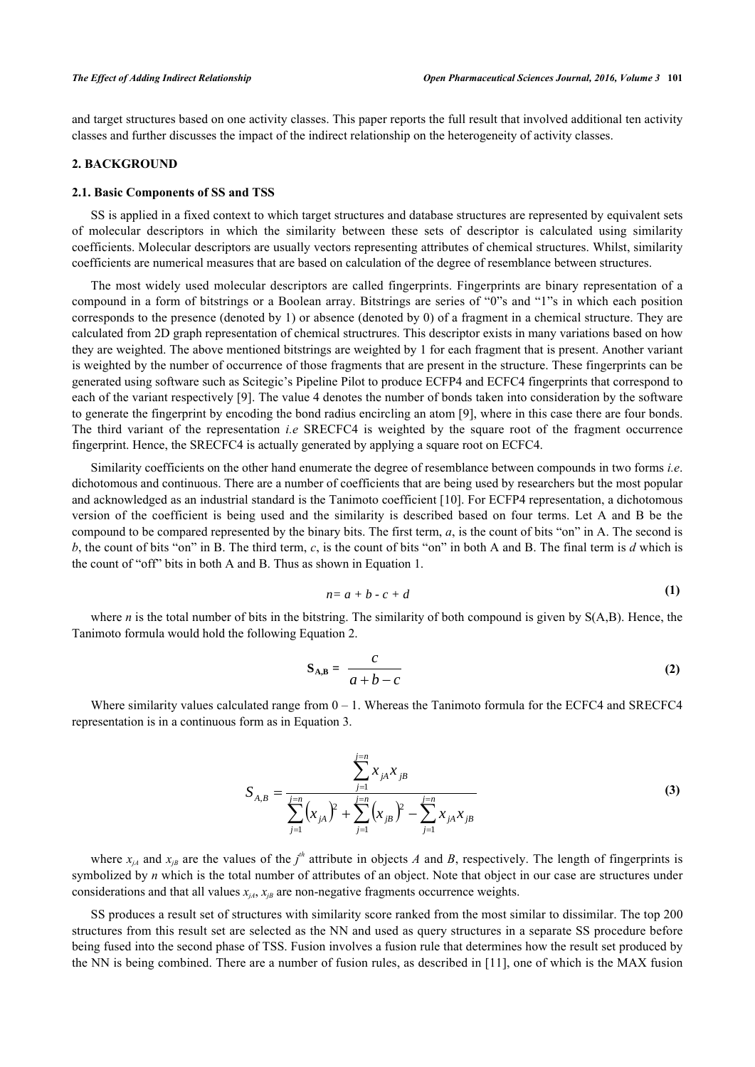and target structures based on one activity classes. This paper reports the full result that involved additional ten activity classes and further discusses the impact of the indirect relationship on the heterogeneity of activity classes.

## 2. BACKGROUND

### 2.1. Basic Components of SS and TSS

SS is applied in a fixed context to which target structures and database structures are represented by equivalent sets of molecular descriptors in which the similarity between these sets of descriptor is calculated using similarity coefficients. Molecular descriptors are usually vectors representing attributes of chemical structures. Whilst, similarity coefficients are numerical measures that are based on calculation of the degree of resemblance between structures.

The most widely used molecular descriptors are called fingerprints. Fingerprints are binary representation of a compound in a form of bitstrings or a Boolean array. Bitstrings are series of "0"s and "1"s in which each position corresponds to the presence (denoted by 1) or absence (denoted by 0) of a fragment in a chemical structure. They are calculated from 2D graph representation of chemical structrures. This descriptor exists in many variations based on how they are weighted. The above mentioned bitstrings are weighted by 1 for each fragment that is present. Another variant is weighted by the number of occurrence of those fragments that are present in the structure. These fingerprints can be generated using software such as Scitegic's Pipeline Pilot to produce ECFP4 and ECFC4 fingerprints that correspond to each of the variant respectively [9]. The value 4 denotes the number of bonds taken into consideration by the software to generate the fingerprint by encoding the bond radius encircling an atom [9], where in this case there are four bonds. The third variant of the representation *i.e* SRECFC4 is weighted by the square root of the fragment occurrence fingerprint. Hence, the SRECFC4 is actually generated by applying a square root on ECFC4.

Similarity coefficients on the other hand enumerate the degree of resemblance between compounds in two forms *i.e*. dichotomous and continuous. There are a number of coefficients that are being used by researchers but the most popular and acknowledged as an industrial standard is the Tanimoto coefficient [10]. For ECFP4 representation, a dichotomous version of the coefficient is being used and the similarity is described based on four terms. Let A and B be the compound to be compared represented by the binary bits. The first term, *a*, is the count of bits "on" in A. The second is *b*, the count of bits "on" in B. The third term, *c*, is the count of bits "on" in both A and B. The final term is *d* which is the count of "off" bits in both A and B. Thus as shown in Equation 1.

$$n = a + b - c + d \tag{1}$$

where *n* is the total number of bits in the bitstring. The similarity of both compound is given by S(A,B). Hence, the Tanimoto formula would hold the following Equation 2.

$$\mathbf{S}_{\mathbf{A,B}} = \frac{c}{a + b - c} \tag{2}$$

Where similarity values calculated range from 0 – 1. Whereas the Tanimoto formula for the ECFC4 and SRECFC4 representation is in a continuous form as in Equation 3.

$$S_{A,B} = \frac{\sum_{j=1}^{j=n} x_{jA} x_{jB}}{\sum_{j=1}^{j=n} \left(x_{jA}\right)^2 + \sum_{j=1}^{j=n} \left(x_{jB}\right)^2 - \sum_{j=1}^{j=n} x_{jA} x_{jB}} \tag{3}$$

where $x_{jA}$ and $x_{jB}$ are the values of the $j^{th}$ attribute in objects *A* and *B*, respectively. The length of fingerprints is symbolized by *n* which is the total number of attributes of an object. Note that object in our case are structures under considerations and that all values $x_{jA}$, $x_{jB}$ are non-negative fragments occurrence weights.

SS produces a result set of structures with similarity score ranked from the most similar to dissimilar. The top 200 structures from this result set are selected as the NN and used as query structures in a separate SS procedure before being fused into the second phase of TSS. Fusion involves a fusion rule that determines how the result set produced by the NN is being combined. There are a number of fusion rules, as described in [11], one of which is the MAX fusion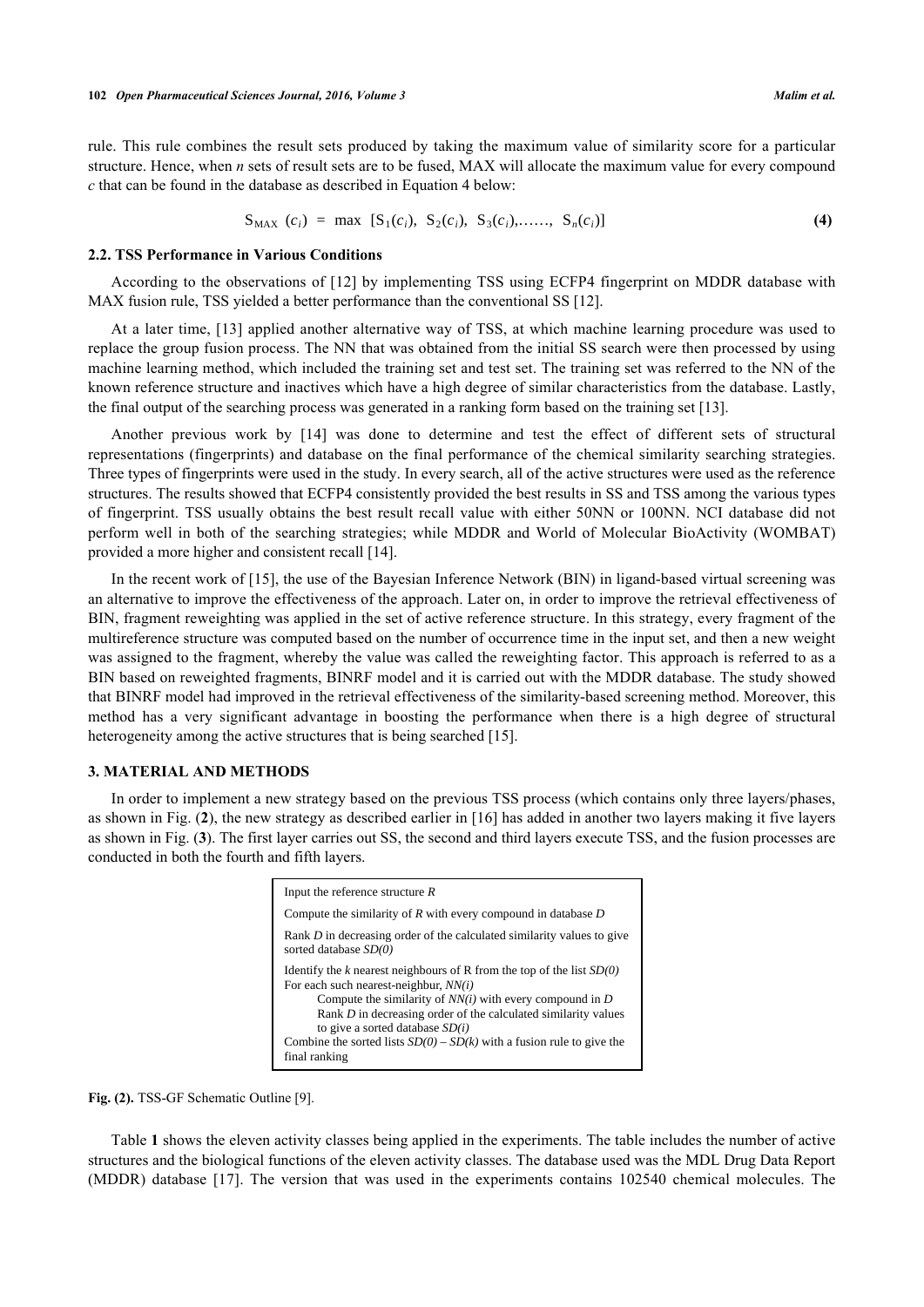rule. This rule combines the result sets produced by taking the maximum value of similarity score for a particular structure. Hence, when *n* sets of result sets are to be fused, MAX will allocate the maximum value for every compound *c* that can be found in the database as described in Equation 4 below:

$$S_{MAX}\ (c_i) = \max\ [S_1(c_i),\ S_2(c_i),\ S_3(c_i),\ldots\ldots,\ S_n(c_i)] \quad \textbf{(4)}$$

### 2.2. TSS Performance in Various Conditions

According to the observations of [12] by implementing TSS using ECFP4 fingerprint on MDDR database with MAX fusion rule, TSS yielded a better performance than the conventional SS [12].

At a later time, [13] applied another alternative way of TSS, at which machine learning procedure was used to replace the group fusion process. The NN that was obtained from the initial SS search were then processed by using machine learning method, which included the training set and test set. The training set was referred to the NN of the known reference structure and inactives which have a high degree of similar characteristics from the database. Lastly, the final output of the searching process was generated in a ranking form based on the training set [13].

Another previous work by [14] was done to determine and test the effect of different sets of structural representations (fingerprints) and database on the final performance of the chemical similarity searching strategies. Three types of fingerprints were used in the study. In every search, all of the active structures were used as the reference structures. The results showed that ECFP4 consistently provided the best results in SS and TSS among the various types of fingerprint. TSS usually obtains the best result recall value with either 50NN or 100NN. NCI database did not perform well in both of the searching strategies; while MDDR and World of Molecular BioActivity (WOMBAT) provided a more higher and consistent recall [14].

In the recent work of [15], the use of the Bayesian Inference Network (BIN) in ligand-based virtual screening was an alternative to improve the effectiveness of the approach. Later on, in order to improve the retrieval effectiveness of BIN, fragment reweighting was applied in the set of active reference structure. In this strategy, every fragment of the multireference structure was computed based on the number of occurrence time in the input set, and then a new weight was assigned to the fragment, whereby the value was called the reweighting factor. This approach is referred to as a BIN based on reweighted fragments, BINRF model and it is carried out with the MDDR database. The study showed that BINRF model had improved in the retrieval effectiveness of the similarity-based screening method. Moreover, this method has a very significant advantage in boosting the performance when there is a high degree of structural heterogeneity among the active structures that is being searched [15].

## 3. MATERIAL AND METHODS

In order to implement a new strategy based on the previous TSS process (which contains only three layers/phases, as shown in Fig. (**2**), the new strategy as described earlier in [16] has added in another two layers making it five layers as shown in Fig. (**3**). The first layer carries out SS, the second and third layers execute TSS, and the fusion processes are conducted in both the fourth and fifth layers.

```
Input the reference structure R
Compute the similarity of R with every compound in database D
Rank D in decreasing order of the calculated similarity values to give
sorted database SD(0)
Identify the k nearest neighbours of R from the top of the list SD(0)
For each such nearest-neighbur, NN(i)
      Compute the similarity of NN(i) with every compound in D
      Rank D in decreasing order of the calculated similarity values
      to give a sorted database SD(i)
Combine the sorted lists SD(0) – SD(k) with a fusion rule to give the
final ranking
```

**Fig. (2).** TSS-GF Schematic Outline [9].

Table **1** shows the eleven activity classes being applied in the experiments. The table includes the number of active structures and the biological functions of the eleven activity classes. The database used was the MDL Drug Data Report (MDDR) database [17]. The version that was used in the experiments contains 102540 chemical molecules. The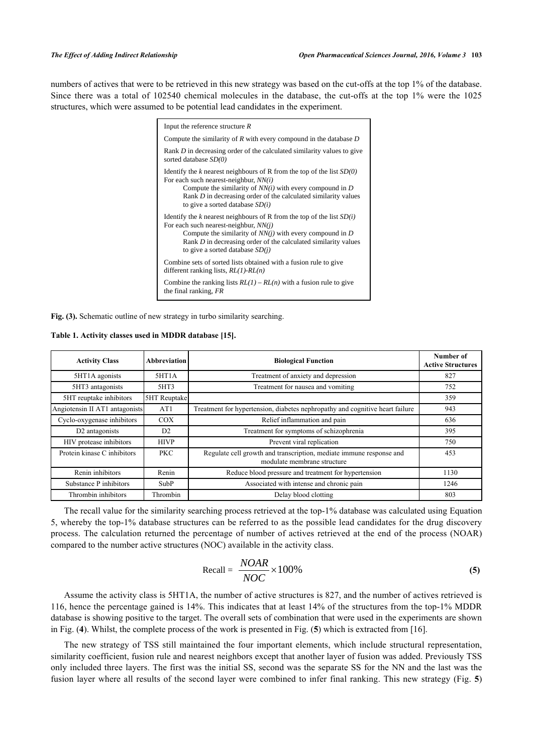numbers of actives that were to be retrieved in this new strategy was based on the cut-offs at the top 1% of the database. Since there was a total of 102540 chemical molecules in the database, the cut-offs at the top 1% were the 1025 structures, which were assumed to be potential lead candidates in the experiment.

> Input the reference structure *R*
>
> Compute the similarity of *R* with every compound in the database *D*
>
> Rank *D* in decreasing order of the calculated similarity values to give sorted database *SD(0)*
>
> Identify the *k* nearest neighbours of R from the top of the list *SD(0)*
> For each such nearest-neighbur, *NN(i)*
>     Compute the similarity of *NN(i)* with every compound in *D*
>     Rank *D* in decreasing order of the calculated similarity values to give a sorted database *SD(i)*
>
> Identify the *k* nearest neighbours of R from the top of the list *SD(i)*
> For each such nearest-neighbur, *NN(j)*
>     Compute the similarity of *NN(j)* with every compound in *D*
>     Rank *D* in decreasing order of the calculated similarity values to give a sorted database *SD(j)*
>
> Combine sets of sorted lists obtained with a fusion rule to give different ranking lists, *RL(1)-RL(n)*
>
> Combine the ranking lists *RL(1) – RL(n)* with a fusion rule to give the final ranking, *FR*

**Fig. (3).** Schematic outline of new strategy in turbo similarity searching.

**Table 1. Activity classes used in MDDR database [15].**

| Activity Class | Abbreviation | Biological Function | Number of Active Structures |
|---|---|---|---|
| 5HT1A agonists | 5HT1A | Treatment of anxiety and depression | 827 |
| 5HT3 antagonists | 5HT3 | Treatment for nausea and vomiting | 752 |
| 5HT reuptake inhibitors | 5HT Reuptake | | 359 |
| Angiotensin II AT1 antagonists | AT1 | Treatment for hypertension, diabetes nephropathy and cognitive heart failure | 943 |
| Cyclo-oxygenase inhibitors | COX | Relief inflammation and pain | 636 |
| D2 antagonists | D2 | Treatment for symptoms of schizophrenia | 395 |
| HIV protease inhibitors | HIVP | Prevent viral replication | 750 |
| Protein kinase C inhibitors | PKC | Regulate cell growth and transcription, mediate immune response and modulate membrane structure | 453 |
| Renin inhibitors | Renin | Reduce blood pressure and treatment for hypertension | 1130 |
| Substance P inhibitors | SubP | Associated with intense and chronic pain | 1246 |
| Thrombin inhibitors | Thrombin | Delay blood clotting | 803 |

The recall value for the similarity searching process retrieved at the top-1% database was calculated using Equation 5, whereby the top-1% database structures can be referred to as the possible lead candidates for the drug discovery process. The calculation returned the percentage of number of actives retrieved at the end of the process (NOAR) compared to the number active structures (NOC) available in the activity class.

$$\text{Recall} = \frac{NOAR}{NOC} \times 100\% \tag{5}$$

Assume the activity class is 5HT1A, the number of active structures is 827, and the number of actives retrieved is 116, hence the percentage gained is 14%. This indicates that at least 14% of the structures from the top-1% MDDR database is showing positive to the target. The overall sets of combination that were used in the experiments are shown in Fig. (**4**). Whilst, the complete process of the work is presented in Fig. (**5**) which is extracted from [16].

The new strategy of TSS still maintained the four important elements, which include structural representation, similarity coefficient, fusion rule and nearest neighbors except that another layer of fusion was added. Previously TSS only included three layers. The first was the initial SS, second was the separate SS for the NN and the last was the fusion layer where all results of the second layer were combined to infer final ranking. This new strategy (Fig. **5**)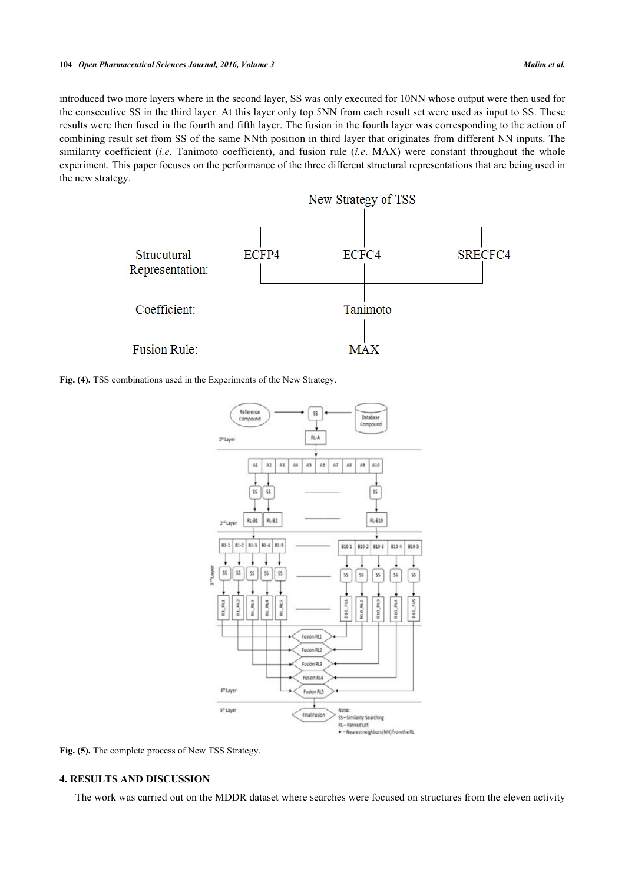introduced two more layers where in the second layer, SS was only executed for 10NN whose output were then used for the consecutive SS in the third layer. At this layer only top 5NN from each result set were used as input to SS. These results were then fused in the fourth and fifth layer. The fusion in the fourth layer was corresponding to the action of combining result set from SS of the same NNth position in third layer that originates from different NN inputs. The similarity coefficient (*i.e*. Tanimoto coefficient), and fusion rule (*i.e.* MAX) were constant throughout the whole experiment. This paper focuses on the performance of the three different structural representations that are being used in the new strategy.

**Fig. (4).** TSS combinations used in the Experiments of the New Strategy.

**Fig. (5).** The complete process of New TSS Strategy.

## 4. RESULTS AND DISCUSSION

The work was carried out on the MDDR dataset where searches were focused on structures from the eleven activity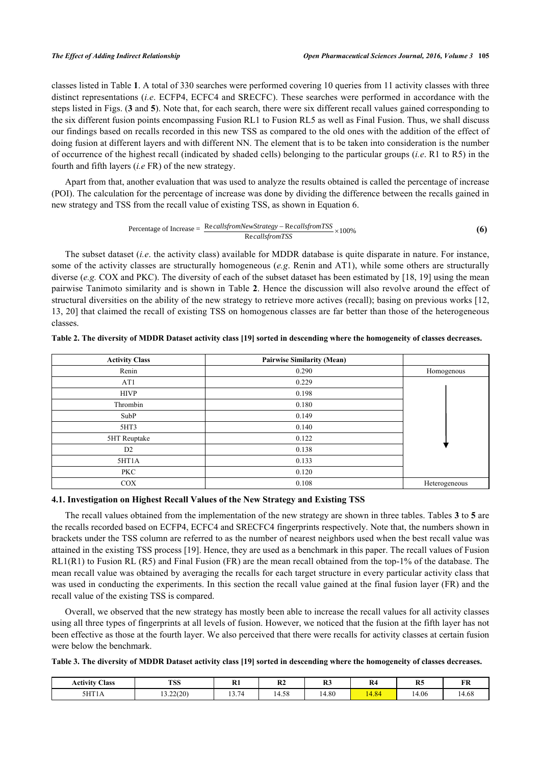classes listed in Table **1**. A total of 330 searches were performed covering 10 queries from 11 activity classes with three distinct representations (*i.e*. ECFP4, ECFC4 and SRECFC). These searches were performed in accordance with the steps listed in Figs. (**3** and **5**). Note that, for each search, there were six different recall values gained corresponding to the six different fusion points encompassing Fusion RL1 to Fusion RL5 as well as Final Fusion. Thus, we shall discuss our findings based on recalls recorded in this new TSS as compared to the old ones with the addition of the effect of doing fusion at different layers and with different NN. The element that is to be taken into consideration is the number of occurrence of the highest recall (indicated by shaded cells) belonging to the particular groups (*i.e*. R1 to R5) in the fourth and fifth layers (*i.e* FR) of the new strategy.

Apart from that, another evaluation that was used to analyze the results obtained is called the percentage of increase (POI). The calculation for the percentage of increase was done by dividing the difference between the recalls gained in new strategy and TSS from the recall value of existing TSS, as shown in Equation 6.

$$\text{Percentage of Increase} = \frac{Recalls from New Strategy - Recalls from TSS}{Recalls from TSS} \times 100\% \quad \textbf{(6)}$$

The subset dataset (*i.e*. the activity class) available for MDDR database is quite disparate in nature. For instance, some of the activity classes are structurally homogeneous (*e.g*. Renin and AT1), while some others are structurally diverse (*e.g.* COX and PKC). The diversity of each of the subset dataset has been estimated by [18, 19] using the mean pairwise Tanimoto similarity and is shown in Table **2**. Hence the discussion will also revolve around the effect of structural diversities on the ability of the new strategy to retrieve more actives (recall); basing on previous works [12, 13, 20] that claimed the recall of existing TSS on homogenous classes are far better than those of the heterogeneous classes.

**Table 2. The diversity of MDDR Dataset activity class [19] sorted in descending where the homogeneity of classes decreases.**

| Activity Class | Pairwise Similarity (Mean) | |
|---|---|---|
| Renin | 0.290 | Homogenous |
| AT1 | 0.229 | ↓ |
| HIVP | 0.198 | |
| Thrombin | 0.180 | |
| SubP | 0.149 | |
| 5HT3 | 0.140 | |
| 5HT Reuptake | 0.122 | |
| D2 | 0.138 | |
| 5HT1A | 0.133 | |
| PKC | 0.120 | |
| COX | 0.108 | Heterogeneous |

### 4.1. Investigation on Highest Recall Values of the New Strategy and Existing TSS

The recall values obtained from the implementation of the new strategy are shown in three tables. Tables **3** to **5** are the recalls recorded based on ECFP4, ECFC4 and SRECFC4 fingerprints respectively. Note that, the numbers shown in brackets under the TSS column are referred to as the number of nearest neighbors used when the best recall value was attained in the existing TSS process [19]. Hence, they are used as a benchmark in this paper. The recall values of Fusion RL1(R1) to Fusion RL (R5) and Final Fusion (FR) are the mean recall obtained from the top-1% of the database. The mean recall value was obtained by averaging the recalls for each target structure in every particular activity class that was used in conducting the experiments. In this section the recall value gained at the final fusion layer (FR) and the recall value of the existing TSS is compared.

Overall, we observed that the new strategy has mostly been able to increase the recall values for all activity classes using all three types of fingerprints at all levels of fusion. However, we noticed that the fusion at the fifth layer has not been effective as those at the fourth layer. We also perceived that there were recalls for activity classes at certain fusion were below the benchmark.

**Table 3. The diversity of MDDR Dataset activity class [19] sorted in descending where the homogeneity of classes decreases.**

| Activity Class | TSS | R1 | R2 | R3 | R4 | R5 | FR |
|---|---|---|---|---|---|---|---|
| 5HT1A | 13.22(20) | 13.74 | 14.58 | 14.80 | 14.84 | 14.06 | 14.68 |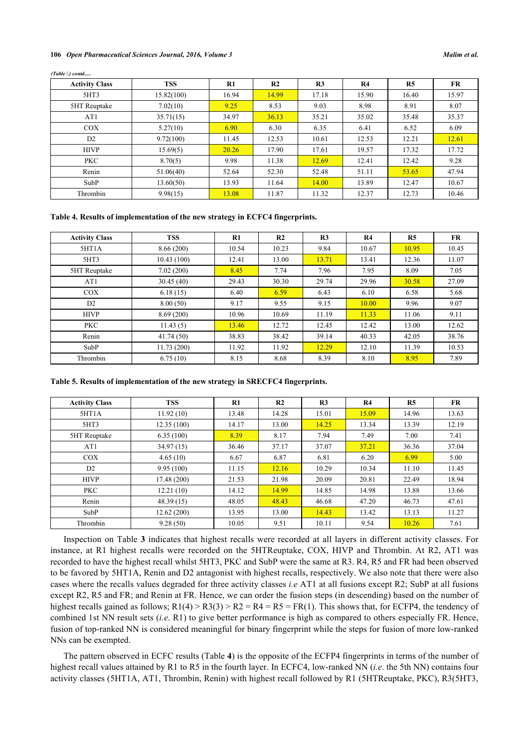*(Table 3) contd.....*

| Activity Class | TSS | R1 | R2 | R3 | R4 | R5 | FR |
|---|---|---|---|---|---|---|---|
| 5HT3 | 15.82(100) | 16.94 | 14.99 | 17.18 | 15.90 | 16.40 | 15.97 |
| 5HT Reuptake | 7.02(10) | 9.25 | 8.53 | 9.03 | 8.98 | 8.91 | 8.07 |
| AT1 | 35.71(15) | 34.97 | 36.13 | 35.21 | 35.02 | 35.48 | 35.37 |
| COX | 5.27(10) | 6.90 | 6.30 | 6.35 | 6.41 | 6.52 | 6.09 |
| D2 | 9.72(100) | 11.45 | 12.53 | 10.61 | 12.53 | 12.21 | 12.61 |
| HIVP | 15.69(5) | 20.26 | 17.90 | 17.61 | 19.57 | 17.32 | 17.72 |
| PKC | 8.70(5) | 9.98 | 11.38 | 12.69 | 12.41 | 12.42 | 9.28 |
| Renin | 51.06(40) | 52.64 | 52.30 | 52.48 | 51.11 | 53.65 | 47.94 |
| SubP | 13.60(50) | 13.93 | 11.64 | 14.00 | 13.89 | 12.47 | 10.67 |
| Thrombin | 9.98(15) | 13.08 | 11.87 | 11.32 | 12.37 | 12.73 | 10.46 |

**Table 4. Results of implementation of the new strategy in ECFC4 fingerprints.**

| Activity Class | TSS | R1 | R2 | R3 | R4 | R5 | FR |
|---|---|---|---|---|---|---|---|
| 5HT1A | 8.66 (200) | 10.54 | 10.23 | 9.84 | 10.67 | 10.95 | 10.45 |
| 5HT3 | 10.43 (100) | 12.41 | 13.00 | 13.71 | 13.41 | 12.36 | 11.07 |
| 5HT Reuptake | 7.02 (200) | 8.45 | 7.74 | 7.96 | 7.95 | 8.09 | 7.05 |
| AT1 | 30.45 (40) | 29.43 | 30.30 | 29.74 | 29.96 | 30.58 | 27.09 |
| COX | 6.18 (15) | 6.40 | 6.59 | 6.43 | 6.10 | 6.58 | 5.68 |
| D2 | 8.00 (50) | 9.17 | 9.55 | 9.15 | 10.00 | 9.96 | 9.07 |
| HIVP | 8.69 (200) | 10.96 | 10.69 | 11.19 | 11.33 | 11.06 | 9.11 |
| PKC | 11.43 (5) | 13.46 | 12.72 | 12.45 | 12.42 | 13.00 | 12.62 |
| Renin | 41.74 (50) | 38.83 | 38.42 | 39.14 | 40.33 | 42.05 | 38.76 |
| SubP | 11.73 (200) | 11.92 | 11.92 | 12.29 | 12.10 | 11.39 | 10.53 |
| Thrombin | 6.75 (10) | 8.15 | 8.68 | 8.39 | 8.10 | 8.95 | 7.89 |

**Table 5. Results of implementation of the new strategy in SRECFC4 fingerprints.**

| Activity Class | TSS | R1 | R2 | R3 | R4 | R5 | FR |
|---|---|---|---|---|---|---|---|
| 5HT1A | 11.92 (10) | 13.48 | 14.28 | 15.01 | 15.09 | 14.96 | 13.63 |
| 5HT3 | 12.35 (100) | 14.17 | 13.00 | 14.25 | 13.34 | 13.39 | 12.19 |
| 5HT Reuptake | 6.35 (100) | 8.39 | 8.17 | 7.94 | 7.49 | 7.00 | 7.41 |
| AT1 | 34.97 (15) | 36.46 | 37.17 | 37.07 | 37.21 | 36.36 | 37.04 |
| COX | 4.65 (10) | 6.67 | 6.87 | 6.81 | 6.20 | 6.99 | 5.00 |
| D2 | 9.95 (100) | 11.15 | 12.16 | 10.29 | 10.34 | 11.10 | 11.45 |
| HIVP | 17.48 (200) | 21.53 | 21.98 | 20.09 | 20.81 | 22.49 | 18.94 |
| PKC | 12.21 (10) | 14.12 | 14.99 | 14.85 | 14.98 | 13.88 | 13.66 |
| Renin | 48.39 (15) | 48.05 | 48.43 | 46.68 | 47.20 | 46.73 | 47.61 |
| SubP | 12.62 (200) | 13.95 | 13.00 | 14.43 | 13.42 | 13.13 | 11.27 |
| Thrombin | 9.28 (50) | 10.05 | 9.51 | 10.11 | 9.54 | 10.26 | 7.61 |

Inspection on Table **3** indicates that highest recalls were recorded at all layers in different activity classes. For instance, at R1 highest recalls were recorded on the 5HTReuptake, COX, HIVP and Thrombin. At R2, AT1 was recorded to have the highest recall whilst 5HT3, PKC and SubP were the same at R3. R4, R5 and FR had been observed to be favored by 5HT1A, Renin and D2 antagonist with highest recalls, respectively. We also note that there were also cases where the recalls values degraded for three activity classes *i.e* AT1 at all fusions except R2; SubP at all fusions except R2, R5 and FR; and Renin at FR. Hence, we can order the fusion steps (in descending) based on the number of highest recalls gained as follows; R1(4) > R3(3) > R2 = R4 = R5 = FR(1). This shows that, for ECFP4, the tendency of combined 1st NN result sets (*i.e*. R1) to give better performance is high as compared to others especially FR. Hence, fusion of top-ranked NN is considered meaningful for binary fingerprint while the steps for fusion of more low-ranked NNs can be exempted.

The pattern observed in ECFC results (Table **4**) is the opposite of the ECFP4 fingerprints in terms of the number of highest recall values attained by R1 to R5 in the fourth layer. In ECFC4, low-ranked NN (*i.e*. the 5th NN) contains four activity classes (5HT1A, AT1, Thrombin, Renin) with highest recall followed by R1 (5HTReuptake, PKC), R3(5HT3,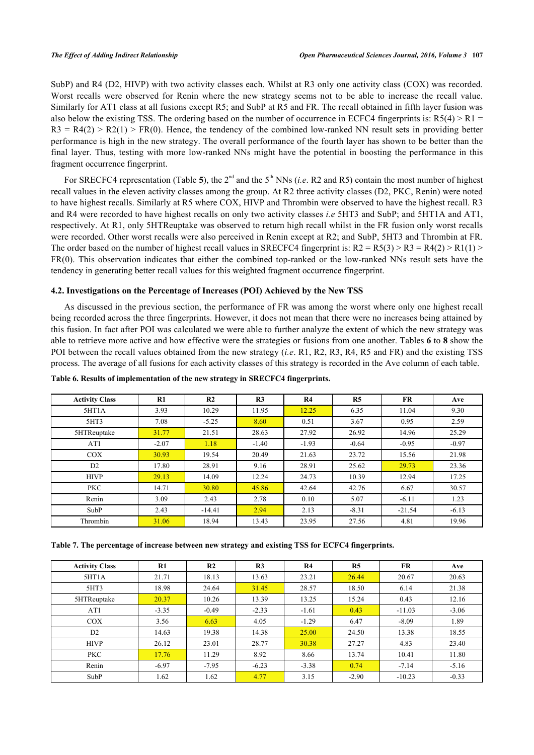SubP) and R4 (D2, HIVP) with two activity classes each. Whilst at R3 only one activity class (COX) was recorded. Worst recalls were observed for Renin where the new strategy seems not to be able to increase the recall value. Similarly for AT1 class at all fusions except R5; and SubP at R5 and FR. The recall obtained in fifth layer fusion was also below the existing TSS. The ordering based on the number of occurrence in ECFC4 fingerprints is: R5(4) > R1 = R3 = R4(2) > R2(1) > FR(0). Hence, the tendency of the combined low-ranked NN result sets in providing better performance is high in the new strategy. The overall performance of the fourth layer has shown to be better than the final layer. Thus, testing with more low-ranked NNs might have the potential in boosting the performance in this fragment occurrence fingerprint.

For SRECFC4 representation (Table **5**), the 2[nd] and the 5[th] NNs (*i.e*. R2 and R5) contain the most number of highest recall values in the eleven activity classes among the group. At R2 three activity classes (D2, PKC, Renin) were noted to have highest recalls. Similarly at R5 where COX, HIVP and Thrombin were observed to have the highest recall. R3 and R4 were recorded to have highest recalls on only two activity classes *i.e* 5HT3 and SubP; and 5HT1A and AT1, respectively. At R1, only 5HTReuptake was observed to return high recall whilst in the FR fusion only worst recalls were recorded. Other worst recalls were also perceived in Renin except at R2; and SubP, 5HT3 and Thrombin at FR. The order based on the number of highest recall values in SRECFC4 fingerprint is: R2 = R5(3) > R3 = R4(2) > R1(1) > FR(0). This observation indicates that either the combined top-ranked or the low-ranked NNs result sets have the tendency in generating better recall values for this weighted fragment occurrence fingerprint.

### 4.2. Investigations on the Percentage of Increases (POI) Achieved by the New TSS

As discussed in the previous section, the performance of FR was among the worst where only one highest recall being recorded across the three fingerprints. However, it does not mean that there were no increases being attained by this fusion. In fact after POI was calculated we were able to further analyze the extent of which the new strategy was able to retrieve more active and how effective were the strategies or fusions from one another. Tables **6** to **8** show the POI between the recall values obtained from the new strategy (*i.e*. R1, R2, R3, R4, R5 and FR) and the existing TSS process. The average of all fusions for each activity classes of this strategy is recorded in the Ave column of each table.

**Table 6. Results of implementation of the new strategy in SRECFC4 fingerprints.**

| Activity Class | R1 | R2 | R3 | R4 | R5 | FR | Ave |
|---|---|---|---|---|---|---|---|
| 5HT1A | 3.93 | 10.29 | 11.95 | 12.25 | 6.35 | 11.04 | 9.30 |
| 5HT3 | 7.08 | -5.25 | 8.60 | 0.51 | 3.67 | 0.95 | 2.59 |
| 5HTReuptake | 31.77 | 21.51 | 28.63 | 27.92 | 26.92 | 14.96 | 25.29 |
| AT1 | -2.07 | 1.18 | -1.40 | -1.93 | -0.64 | -0.95 | -0.97 |
| COX | 30.93 | 19.54 | 20.49 | 21.63 | 23.72 | 15.56 | 21.98 |
| D2 | 17.80 | 28.91 | 9.16 | 28.91 | 25.62 | 29.73 | 23.36 |
| HIVP | 29.13 | 14.09 | 12.24 | 24.73 | 10.39 | 12.94 | 17.25 |
| PKC | 14.71 | 30.80 | 45.86 | 42.64 | 42.76 | 6.67 | 30.57 |
| Renin | 3.09 | 2.43 | 2.78 | 0.10 | 5.07 | -6.11 | 1.23 |
| SubP | 2.43 | -14.41 | 2.94 | 2.13 | -8.31 | -21.54 | -6.13 |
| Thrombin | 31.06 | 18.94 | 13.43 | 23.95 | 27.56 | 4.81 | 19.96 |

**Table 7. The percentage of increase between new strategy and existing TSS for ECFC4 fingerprints.**

| Activity Class | R1 | R2 | R3 | R4 | R5 | FR | Ave |
|---|---|---|---|---|---|---|---|
| 5HT1A | 21.71 | 18.13 | 13.63 | 23.21 | 26.44 | 20.67 | 20.63 |
| 5HT3 | 18.98 | 24.64 | 31.45 | 28.57 | 18.50 | 6.14 | 21.38 |
| 5HTReuptake | 20.37 | 10.26 | 13.39 | 13.25 | 15.24 | 0.43 | 12.16 |
| AT1 | -3.35 | -0.49 | -2.33 | -1.61 | 0.43 | -11.03 | -3.06 |
| COX | 3.56 | 6.63 | 4.05 | -1.29 | 6.47 | -8.09 | 1.89 |
| D2 | 14.63 | 19.38 | 14.38 | 25.00 | 24.50 | 13.38 | 18.55 |
| HIVP | 26.12 | 23.01 | 28.77 | 30.38 | 27.27 | 4.83 | 23.40 |
| PKC | 17.76 | 11.29 | 8.92 | 8.66 | 13.74 | 10.41 | 11.80 |
| Renin | -6.97 | -7.95 | -6.23 | -3.38 | 0.74 | -7.14 | -5.16 |
| SubP | 1.62 | 1.62 | 4.77 | 3.15 | -2.90 | -10.23 | -0.33 |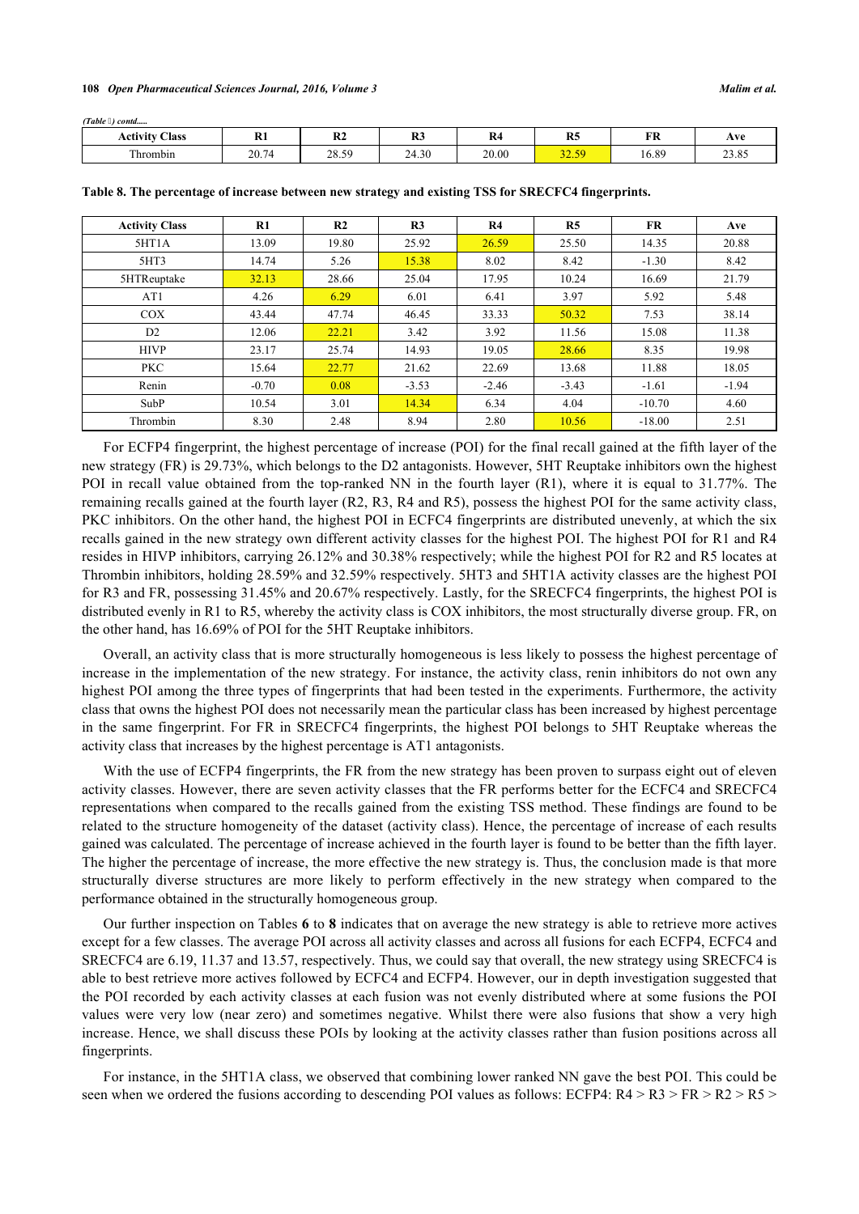*(Table 7) contd.....*

| Activity Class | R1 | R2 | R3 | R4 | R5 | FR | Ave |
|---|---|---|---|---|---|---|---|
| Thrombin | 20.74 | 28.59 | 24.30 | 20.00 | 32.59 | 16.89 | 23.85 |

**Table 8. The percentage of increase between new strategy and existing TSS for SRECFC4 fingerprints.**

| Activity Class | R1 | R2 | R3 | R4 | R5 | FR | Ave |
|---|---|---|---|---|---|---|---|
| 5HT1A | 13.09 | 19.80 | 25.92 | 26.59 | 25.50 | 14.35 | 20.88 |
| 5HT3 | 14.74 | 5.26 | 15.38 | 8.02 | 8.42 | -1.30 | 8.42 |
| 5HTReuptake | 32.13 | 28.66 | 25.04 | 17.95 | 10.24 | 16.69 | 21.79 |
| AT1 | 4.26 | 6.29 | 6.01 | 6.41 | 3.97 | 5.92 | 5.48 |
| COX | 43.44 | 47.74 | 46.45 | 33.33 | 50.32 | 7.53 | 38.14 |
| D2 | 12.06 | 22.21 | 3.42 | 3.92 | 11.56 | 15.08 | 11.38 |
| HIVP | 23.17 | 25.74 | 14.93 | 19.05 | 28.66 | 8.35 | 19.98 |
| PKC | 15.64 | 22.77 | 21.62 | 22.69 | 13.68 | 11.88 | 18.05 |
| Renin | -0.70 | 0.08 | -3.53 | -2.46 | -3.43 | -1.61 | -1.94 |
| SubP | 10.54 | 3.01 | 14.34 | 6.34 | 4.04 | -10.70 | 4.60 |
| Thrombin | 8.30 | 2.48 | 8.94 | 2.80 | 10.56 | -18.00 | 2.51 |

For ECFP4 fingerprint, the highest percentage of increase (POI) for the final recall gained at the fifth layer of the new strategy (FR) is 29.73%, which belongs to the D2 antagonists. However, 5HT Reuptake inhibitors own the highest POI in recall value obtained from the top-ranked NN in the fourth layer (R1), where it is equal to 31.77%. The remaining recalls gained at the fourth layer (R2, R3, R4 and R5), possess the highest POI for the same activity class, PKC inhibitors. On the other hand, the highest POI in ECFC4 fingerprints are distributed unevenly, at which the six recalls gained in the new strategy own different activity classes for the highest POI. The highest POI for R1 and R4 resides in HIVP inhibitors, carrying 26.12% and 30.38% respectively; while the highest POI for R2 and R5 locates at Thrombin inhibitors, holding 28.59% and 32.59% respectively. 5HT3 and 5HT1A activity classes are the highest POI for R3 and FR, possessing 31.45% and 20.67% respectively. Lastly, for the SRECFC4 fingerprints, the highest POI is distributed evenly in R1 to R5, whereby the activity class is COX inhibitors, the most structurally diverse group. FR, on the other hand, has 16.69% of POI for the 5HT Reuptake inhibitors.

Overall, an activity class that is more structurally homogeneous is less likely to possess the highest percentage of increase in the implementation of the new strategy. For instance, the activity class, renin inhibitors do not own any highest POI among the three types of fingerprints that had been tested in the experiments. Furthermore, the activity class that owns the highest POI does not necessarily mean the particular class has been increased by highest percentage in the same fingerprint. For FR in SRECFC4 fingerprints, the highest POI belongs to 5HT Reuptake whereas the activity class that increases by the highest percentage is AT1 antagonists.

With the use of ECFP4 fingerprints, the FR from the new strategy has been proven to surpass eight out of eleven activity classes. However, there are seven activity classes that the FR performs better for the ECFC4 and SRECFC4 representations when compared to the recalls gained from the existing TSS method. These findings are found to be related to the structure homogeneity of the dataset (activity class). Hence, the percentage of increase of each results gained was calculated. The percentage of increase achieved in the fourth layer is found to be better than the fifth layer. The higher the percentage of increase, the more effective the new strategy is. Thus, the conclusion made is that more structurally diverse structures are more likely to perform effectively in the new strategy when compared to the performance obtained in the structurally homogeneous group.

Our further inspection on Tables **6** to **8** indicates that on average the new strategy is able to retrieve more actives except for a few classes. The average POI across all activity classes and across all fusions for each ECFP4, ECFC4 and SRECFC4 are 6.19, 11.37 and 13.57, respectively. Thus, we could say that overall, the new strategy using SRECFC4 is able to best retrieve more actives followed by ECFC4 and ECFP4. However, our in depth investigation suggested that the POI recorded by each activity classes at each fusion was not evenly distributed where at some fusions the POI values were very low (near zero) and sometimes negative. Whilst there were also fusions that show a very high increase. Hence, we shall discuss these POIs by looking at the activity classes rather than fusion positions across all fingerprints.

For instance, in the 5HT1A class, we observed that combining lower ranked NN gave the best POI. This could be seen when we ordered the fusions according to descending POI values as follows: ECFP4: R4 > R3 > FR > R2 > R5 >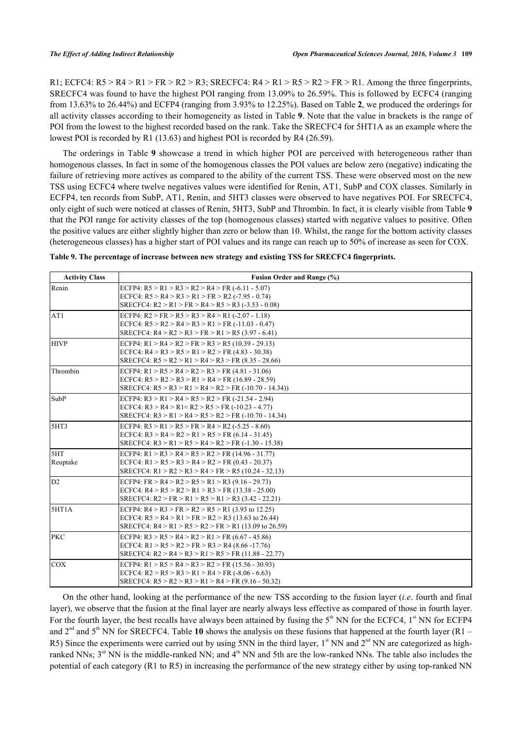R1; ECFC4: R5 > R4 > R1 > FR > R2 > R3; SRECFC4: R4 > R1 > R5 > R2 > FR > R1. Among the three fingerprints, SRECFC4 was found to have the highest POI ranging from 13.09% to 26.59%. This is followed by ECFC4 (ranging from 13.63% to 26.44%) and ECFP4 (ranging from 3.93% to 12.25%). Based on Table **2**, we produced the orderings for all activity classes according to their homogeneity as listed in Table **9**. Note that the value in brackets is the range of POI from the lowest to the highest recorded based on the rank. Take the SRECFC4 for 5HT1A as an example where the lowest POI is recorded by R1 (13.63) and highest POI is recorded by R4 (26.59).

The orderings in Table **9** showcase a trend in which higher POI are perceived with heterogeneous rather than homogenous classes. In fact in some of the homogenous classes the POI values are below zero (negative) indicating the failure of retrieving more actives as compared to the ability of the current TSS. These were observed most on the new TSS using ECFC4 where twelve negatives values were identified for Renin, AT1, SubP and COX classes. Similarly in ECFP4, ten records from SubP, AT1, Renin, and 5HT3 classes were observed to have negatives POI. For SRECFC4, only eight of such were noticed at classes of Renin, 5HT3, SubP and Thrombin. In fact, it is clearly visible from Table **9** that the POI range for activity classes of the top (homogenous classes) started with negative values to positive. Often the positive values are either slightly higher than zero or below than 10. Whilst, the range for the bottom activity classes (heterogeneous classes) has a higher start of POI values and its range can reach up to 50% of increase as seen for COX.

**Table 9. The percentage of increase between new strategy and existing TSS for SRECFC4 fingerprints.**

| Activity Class | Fusion Order and Range (%) |
|---|---|
| Renin | ECFP4: R5 > R1 > R3 > R2 > R4 > FR (-6.11 - 5.07)<br>ECFC4: R5 > R4 > R3 > R1 > FR > R2 (-7.95 - 0.74)<br>SRECFC4: R2 > R1 > FR > R4 > R5 > R3 (-3.53 - 0.08) |
| AT1 | ECFP4: R2 > FR > R5 > R3 > R4 > R1 (-2.07 - 1.18)<br>ECFC4: R5 > R2 > R4 > R3 > R1 > FR (-11.03 - 0.47)<br>SRECFC4: R4 > R2 > R3 > FR > R1 > R5 (3.97 - 6.41) |
| HIVP | ECFP4: R1 > R4 > R2 > FR > R3 > R5 (10.39 - 29.13)<br>ECFC4: R4 > R3 > R5 > R1 > R2 > FR (4.83 - 30.38)<br>SRECFC4: R5 > R2 > R1 > R4 > R3 > FR (8.35 - 28.66) |
| Thrombin | ECFP4: R1 > R5 > R4 > R2 > R3 > FR (4.81 - 31.06)<br>ECFC4: R5 > R2 > R3 > R1 > R4 > FR (16.89 - 28.59)<br>SRECFC4: R5 > R3 > R1 > R4 > R2 > FR (-10.70 - 14.34)) |
| SubP | ECFP4: R3 > R1 > R4 > R5 > R2 > FR (-21.54 - 2.94)<br>ECFC4: R3 > R4 > R1≈ R2 > R5 > FR (-10.23 - 4.77)<br>SRECFC4: R3 > R1 > R4 > R5 > R2 > FR (-10.70 - 14.34) |
| 5HT3 | ECFP4: R3 > R1 > R5 > FR > R4 > R2 (-5.25 - 8.60)<br>ECFC4: R3 > R4 > R2 > R1 > R5 > FR (6.14 - 31.45)<br>SRECFC4: R3 > R1 > R5 > R4 > R2 > FR (-1.30 - 15.38) |
| 5HT Reuptake | ECFP4: R1 > R3 > R4 > R5 > R2 > FR (14.96 - 31.77)<br>ECFC4: R1 > R5 > R3 > R4 > R2 > FR (0.43 - 20.37)<br>SRECFC4: R1 > R2 > R3 > R4 > FR > R5 (10.24 - 32.13) |
| D2 | ECFP4: FR > R4 > R2 > R5 > R1 > R3 (9.16 - 29.73)<br>ECFC4: R4 > R5 > R2 > R1 > R3 > FR (13.38 - 25.00)<br>SRECFC4: R2 > FR > R1 > R5 > R1 > R3 (3.42 - 22.21) |
| 5HT1A | ECFP4: R4 > R3 > FR > R2 > R5 > R1 (3.93 to 12.25)<br>ECFC4: R5 > R4 > R1 > FR > R2 > R3 (13.63 to 26.44)<br>SRECFC4: R4 > R1 > R5 > R2 > FR > R1 (13.09 to 26.59) |
| PKC | ECFP4: R3 > R5 > R4 > R2 > R1 > FR (6.67 - 45.86)<br>ECFC4: R1 > R5 > R2 > FR > R3 > R4 (8.66 -17.76)<br>SRECFC4: R2 > R4 > R3 > R1 > R5 > FR (11.88 - 22.77) |
| COX | ECFP4: R1 > R5 > R4 > R3 > R2 > FR (15.56 - 30.93)<br>ECFC4: R2 > R5 > R3 > R1 > R4 > FR (-8.06 - 6.63)<br>SRECFC4: R5 > R2 > R3 > R1 > R4 > FR (9.16 - 50.32) |

On the other hand, looking at the performance of the new TSS according to the fusion layer (*i.e*. fourth and final layer), we observe that the fusion at the final layer are nearly always less effective as compared of those in fourth layer. For the fourth layer, the best recalls have always been attained by fusing the 5th NN for the ECFC4, 1st NN for ECFP4 and 2nd and 5th NN for SRECFC4. Table **10** shows the analysis on these fusions that happened at the fourth layer (R1 – R5) Since the experiments were carried out by using 5NN in the third layer, 1st NN and 2nd NN are categorized as high-ranked NNs; 3rd NN is the middle-ranked NN; and 4th NN and 5th are the low-ranked NNs. The table also includes the potential of each category (R1 to R5) in increasing the performance of the new strategy either by using top-ranked NN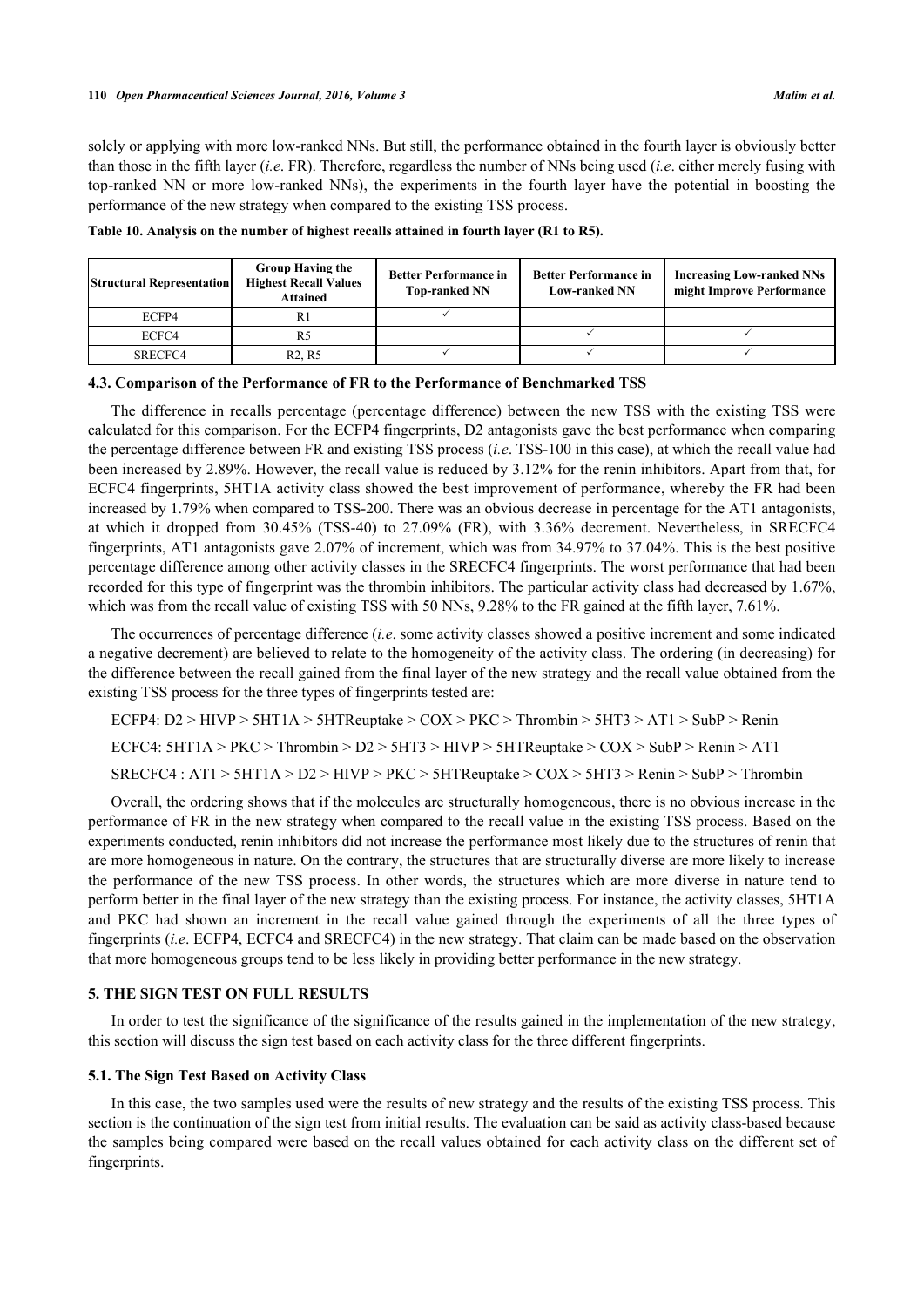solely or applying with more low-ranked NNs. But still, the performance obtained in the fourth layer is obviously better than those in the fifth layer (*i.e*. FR). Therefore, regardless the number of NNs being used (*i.e*. either merely fusing with top-ranked NN or more low-ranked NNs), the experiments in the fourth layer have the potential in boosting the performance of the new strategy when compared to the existing TSS process.

**Table 10. Analysis on the number of highest recalls attained in fourth layer (R1 to R5).**

| Structural Representation | Group Having the Highest Recall Values Attained | Better Performance in Top-ranked NN | Better Performance in Low-ranked NN | Increasing Low-ranked NNs might Improve Performance |
|---|---|---|---|---|
| ECFP4 | R1 | ✓ | | |
| ECFC4 | R5 | | ✓ | ✓ |
| SRECFC4 | R2, R5 | ✓ | ✓ | ✓ |

### 4.3. Comparison of the Performance of FR to the Performance of Benchmarked TSS

The difference in recalls percentage (percentage difference) between the new TSS with the existing TSS were calculated for this comparison. For the ECFP4 fingerprints, D2 antagonists gave the best performance when comparing the percentage difference between FR and existing TSS process (*i.e*. TSS-100 in this case), at which the recall value had been increased by 2.89%. However, the recall value is reduced by 3.12% for the renin inhibitors. Apart from that, for ECFC4 fingerprints, 5HT1A activity class showed the best improvement of performance, whereby the FR had been increased by 1.79% when compared to TSS-200. There was an obvious decrease in percentage for the AT1 antagonists, at which it dropped from 30.45% (TSS-40) to 27.09% (FR), with 3.36% decrement. Nevertheless, in SRECFC4 fingerprints, AT1 antagonists gave 2.07% of increment, which was from 34.97% to 37.04%. This is the best positive percentage difference among other activity classes in the SRECFC4 fingerprints. The worst performance that had been recorded for this type of fingerprint was the thrombin inhibitors. The particular activity class had decreased by 1.67%, which was from the recall value of existing TSS with 50 NNs, 9.28% to the FR gained at the fifth layer, 7.61%.

The occurrences of percentage difference (*i.e*. some activity classes showed a positive increment and some indicated a negative decrement) are believed to relate to the homogeneity of the activity class. The ordering (in decreasing) for the difference between the recall gained from the final layer of the new strategy and the recall value obtained from the existing TSS process for the three types of fingerprints tested are:

ECFP4: D2 > HIVP > 5HT1A > 5HTReuptake > COX > PKC > Thrombin > 5HT3 > AT1 > SubP > Renin

ECFC4: 5HT1A > PKC > Thrombin > D2 > 5HT3 > HIVP > 5HTReuptake > COX > SubP > Renin > AT1

SRECFC4 : AT1 > 5HT1A > D2 > HIVP > PKC > 5HTReuptake > COX > 5HT3 > Renin > SubP > Thrombin

Overall, the ordering shows that if the molecules are structurally homogeneous, there is no obvious increase in the performance of FR in the new strategy when compared to the recall value in the existing TSS process. Based on the experiments conducted, renin inhibitors did not increase the performance most likely due to the structures of renin that are more homogeneous in nature. On the contrary, the structures that are structurally diverse are more likely to increase the performance of the new TSS process. In other words, the structures which are more diverse in nature tend to perform better in the final layer of the new strategy than the existing process. For instance, the activity classes, 5HT1A and PKC had shown an increment in the recall value gained through the experiments of all the three types of fingerprints (*i.e*. ECFP4, ECFC4 and SRECFC4) in the new strategy. That claim can be made based on the observation that more homogeneous groups tend to be less likely in providing better performance in the new strategy.

## 5. THE SIGN TEST ON FULL RESULTS

In order to test the significance of the significance of the results gained in the implementation of the new strategy, this section will discuss the sign test based on each activity class for the three different fingerprints.

### 5.1. The Sign Test Based on Activity Class

In this case, the two samples used were the results of new strategy and the results of the existing TSS process. This section is the continuation of the sign test from initial results. The evaluation can be said as activity class-based because the samples being compared were based on the recall values obtained for each activity class on the different set of fingerprints.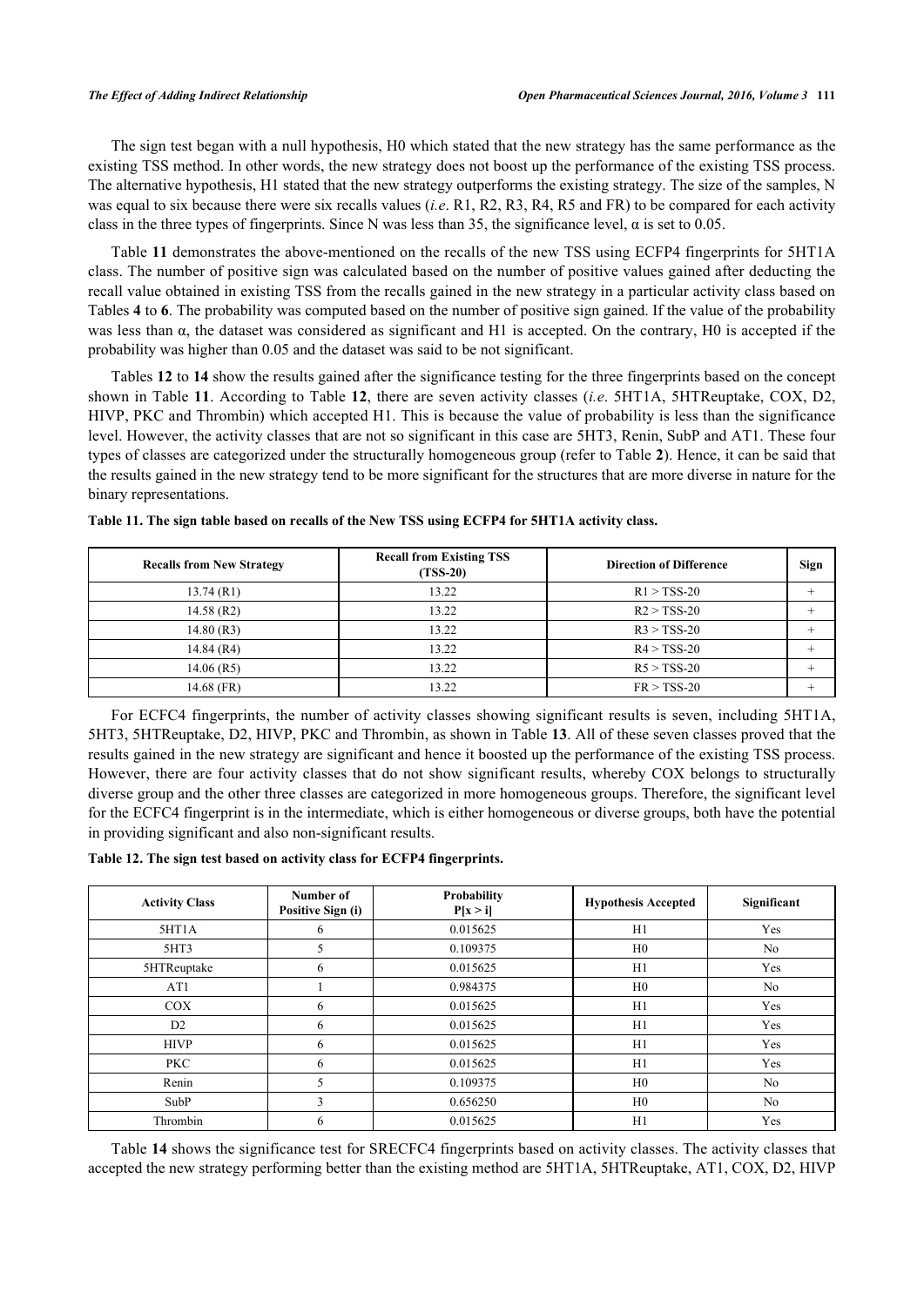The sign test began with a null hypothesis, H0 which stated that the new strategy has the same performance as the existing TSS method. In other words, the new strategy does not boost up the performance of the existing TSS process. The alternative hypothesis, H1 stated that the new strategy outperforms the existing strategy. The size of the samples, N was equal to six because there were six recalls values (*i.e*. R1, R2, R3, R4, R5 and FR) to be compared for each activity class in the three types of fingerprints. Since N was less than 35, the significance level, α is set to 0.05.

Table **11** demonstrates the above-mentioned on the recalls of the new TSS using ECFP4 fingerprints for 5HT1A class. The number of positive sign was calculated based on the number of positive values gained after deducting the recall value obtained in existing TSS from the recalls gained in the new strategy in a particular activity class based on Tables **4** to **6**. The probability was computed based on the number of positive sign gained. If the value of the probability was less than α, the dataset was considered as significant and H1 is accepted. On the contrary, H0 is accepted if the probability was higher than 0.05 and the dataset was said to be not significant.

Tables **12** to **14** show the results gained after the significance testing for the three fingerprints based on the concept shown in Table **11**. According to Table **12**, there are seven activity classes (*i.e*. 5HT1A, 5HTReuptake, COX, D2, HIVP, PKC and Thrombin) which accepted H1. This is because the value of probability is less than the significance level. However, the activity classes that are not so significant in this case are 5HT3, Renin, SubP and AT1. These four types of classes are categorized under the structurally homogeneous group (refer to Table **2**). Hence, it can be said that the results gained in the new strategy tend to be more significant for the structures that are more diverse in nature for the binary representations.

**Table 11. The sign table based on recalls of the New TSS using ECFP4 for 5HT1A activity class.**

| Recalls from New Strategy | Recall from Existing TSS (TSS-20) | Direction of Difference | Sign |
|---|---|---|---|
| 13.74 (R1) | 13.22 | R1 > TSS-20 | + |
| 14.58 (R2) | 13.22 | R2 > TSS-20 | + |
| 14.80 (R3) | 13.22 | R3 > TSS-20 | + |
| 14.84 (R4) | 13.22 | R4 > TSS-20 | + |
| 14.06 (R5) | 13.22 | R5 > TSS-20 | + |
| 14.68 (FR) | 13.22 | FR > TSS-20 | + |

For ECFC4 fingerprints, the number of activity classes showing significant results is seven, including 5HT1A, 5HT3, 5HTReuptake, D2, HIVP, PKC and Thrombin, as shown in Table **13**. All of these seven classes proved that the results gained in the new strategy are significant and hence it boosted up the performance of the existing TSS process. However, there are four activity classes that do not show significant results, whereby COX belongs to structurally diverse group and the other three classes are categorized in more homogeneous groups. Therefore, the significant level for the ECFC4 fingerprint is in the intermediate, which is either homogeneous or diverse groups, both have the potential in providing significant and also non-significant results.

**Table 12. The sign test based on activity class for ECFP4 fingerprints.**

| Activity Class | Number of Positive Sign (i) | Probability P[x > i] | Hypothesis Accepted | Significant |
|---|---|---|---|---|
| 5HT1A | 6 | 0.015625 | H1 | Yes |
| 5HT3 | 5 | 0.109375 | H0 | No |
| 5HTReuptake | 6 | 0.015625 | H1 | Yes |
| AT1 | 1 | 0.984375 | H0 | No |
| COX | 6 | 0.015625 | H1 | Yes |
| D2 | 6 | 0.015625 | H1 | Yes |
| HIVP | 6 | 0.015625 | H1 | Yes |
| PKC | 6 | 0.015625 | H1 | Yes |
| Renin | 5 | 0.109375 | H0 | No |
| SubP | 3 | 0.656250 | H0 | No |
| Thrombin | 6 | 0.015625 | H1 | Yes |

Table **14** shows the significance test for SRECFC4 fingerprints based on activity classes. The activity classes that accepted the new strategy performing better than the existing method are 5HT1A, 5HTReuptake, AT1, COX, D2, HIVP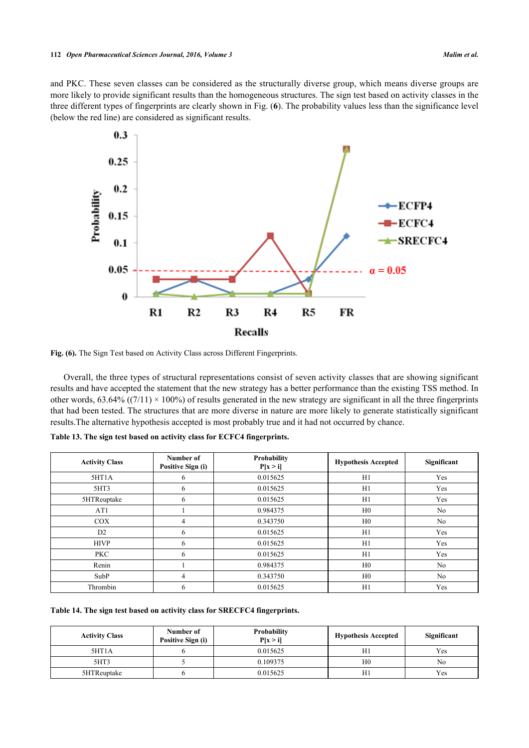and PKC. These seven classes can be considered as the structurally diverse group, which means diverse groups are more likely to provide significant results than the homogeneous structures. The sign test based on activity classes in the three different types of fingerprints are clearly shown in Fig. (**6**). The probability values less than the significance level (below the red line) are considered as significant results.

**Fig. (6).** The Sign Test based on Activity Class across Different Fingerprints.

Overall, the three types of structural representations consist of seven activity classes that are showing significant results and have accepted the statement that the new strategy has a better performance than the existing TSS method. In other words, 63.64% ((7/11) × 100%) of results generated in the new strategy are significant in all the three fingerprints that had been tested. The structures that are more diverse in nature are more likely to generate statistically significant results.The alternative hypothesis accepted is most probably true and it had not occurred by chance.

**Table 13. The sign test based on activity class for ECFC4 fingerprints.**

| Activity Class | Number of Positive Sign (i) | Probability P[x > i] | Hypothesis Accepted | Significant |
|---|---|---|---|---|
| 5HT1A | 6 | 0.015625 | H1 | Yes |
| 5HT3 | 6 | 0.015625 | H1 | Yes |
| 5HTReuptake | 6 | 0.015625 | H1 | Yes |
| AT1 | 1 | 0.984375 | H0 | No |
| COX | 4 | 0.343750 | H0 | No |
| D2 | 6 | 0.015625 | H1 | Yes |
| HIVP | 6 | 0.015625 | H1 | Yes |
| PKC | 6 | 0.015625 | H1 | Yes |
| Renin | 1 | 0.984375 | H0 | No |
| SubP | 4 | 0.343750 | H0 | No |
| Thrombin | 6 | 0.015625 | H1 | Yes |

**Table 14. The sign test based on activity class for SRECFC4 fingerprints.**

| Activity Class | Number of Positive Sign (i) | Probability P[x > i] | Hypothesis Accepted | Significant |
|---|---|---|---|---|
| 5HT1A | 6 | 0.015625 | H1 | Yes |
| 5HT3 | 5 | 0.109375 | H0 | No |
| 5HTReuptake | 6 | 0.015625 | H1 | Yes |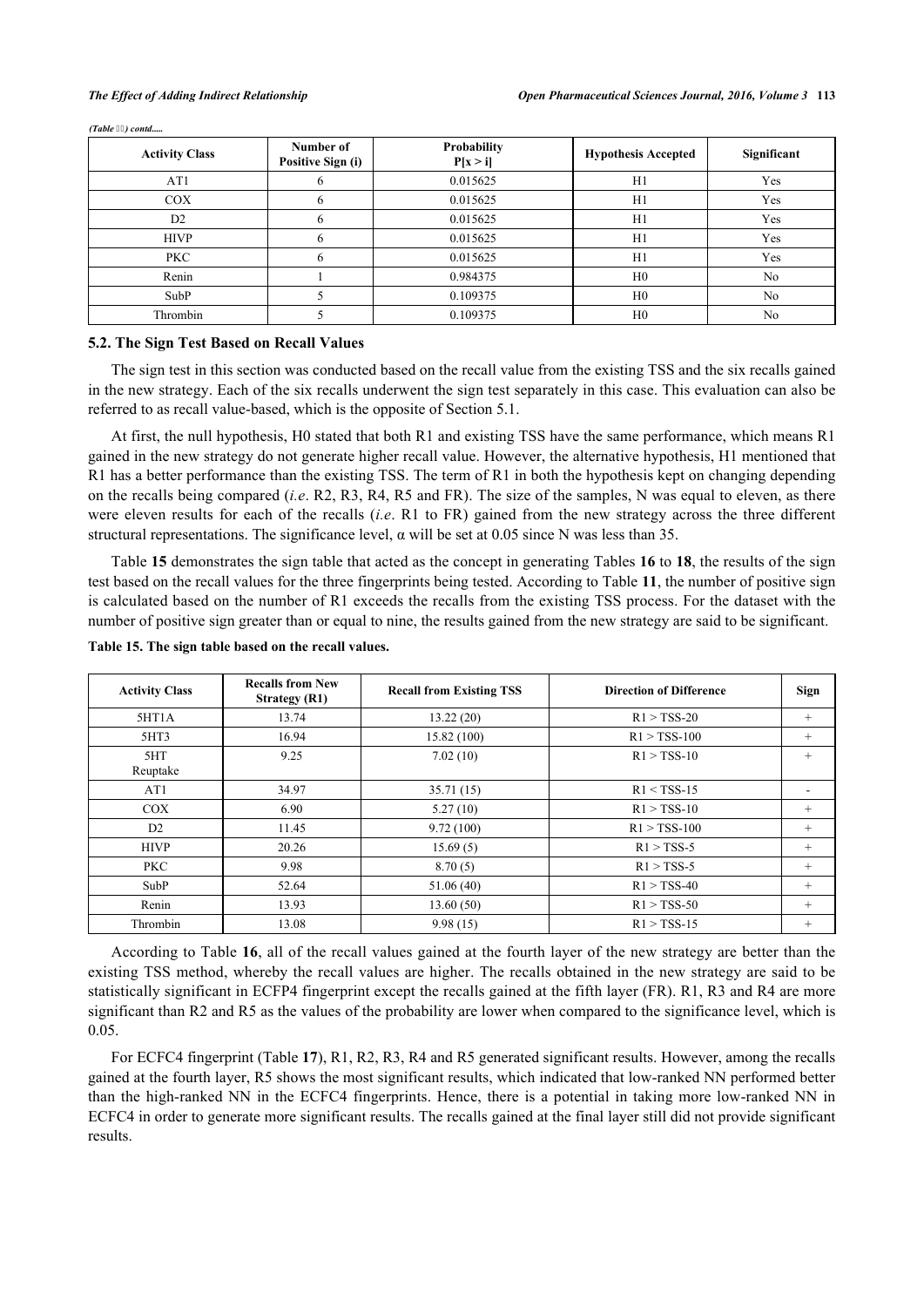*(Table ) contd.....*

| Activity Class | Number of Positive Sign (i) | Probability P[x > i] | Hypothesis Accepted | Significant |
|---|---|---|---|---|
| AT1 | 6 | 0.015625 | H1 | Yes |
| COX | 6 | 0.015625 | H1 | Yes |
| D2 | 6 | 0.015625 | H1 | Yes |
| HIVP | 6 | 0.015625 | H1 | Yes |
| PKC | 6 | 0.015625 | H1 | Yes |
| Renin | 1 | 0.984375 | H0 | No |
| SubP | 5 | 0.109375 | H0 | No |
| Thrombin | 5 | 0.109375 | H0 | No |

### 5.2. The Sign Test Based on Recall Values

The sign test in this section was conducted based on the recall value from the existing TSS and the six recalls gained in the new strategy. Each of the six recalls underwent the sign test separately in this case. This evaluation can also be referred to as recall value-based, which is the opposite of Section 5.1.

At first, the null hypothesis, H0 stated that both R1 and existing TSS have the same performance, which means R1 gained in the new strategy do not generate higher recall value. However, the alternative hypothesis, H1 mentioned that R1 has a better performance than the existing TSS. The term of R1 in both the hypothesis kept on changing depending on the recalls being compared (*i.e*. R2, R3, R4, R5 and FR). The size of the samples, N was equal to eleven, as there were eleven results for each of the recalls (*i.e*. R1 to FR) gained from the new strategy across the three different structural representations. The significance level, $\alpha$ will be set at 0.05 since N was less than 35.

Table **15** demonstrates the sign table that acted as the concept in generating Tables **16** to **18**, the results of the sign test based on the recall values for the three fingerprints being tested. According to Table **11**, the number of positive sign is calculated based on the number of R1 exceeds the recalls from the existing TSS process. For the dataset with the number of positive sign greater than or equal to nine, the results gained from the new strategy are said to be significant.

**Table 15. The sign table based on the recall values.**

| Activity Class | Recalls from New Strategy (R1) | Recall from Existing TSS | Direction of Difference | Sign |
|---|---|---|---|---|
| 5HT1A | 13.74 | 13.22 (20) | R1 > TSS-20 | + |
| 5HT3 | 16.94 | 15.82 (100) | R1 > TSS-100 | + |
| 5HT Reuptake | 9.25 | 7.02 (10) | R1 > TSS-10 | + |
| AT1 | 34.97 | 35.71 (15) | R1 < TSS-15 | - |
| COX | 6.90 | 5.27 (10) | R1 > TSS-10 | + |
| D2 | 11.45 | 9.72 (100) | R1 > TSS-100 | + |
| HIVP | 20.26 | 15.69 (5) | R1 > TSS-5 | + |
| PKC | 9.98 | 8.70 (5) | R1 > TSS-5 | + |
| SubP | 52.64 | 51.06 (40) | R1 > TSS-40 | + |
| Renin | 13.93 | 13.60 (50) | R1 > TSS-50 | + |
| Thrombin | 13.08 | 9.98 (15) | R1 > TSS-15 | + |

According to Table **16**, all of the recall values gained at the fourth layer of the new strategy are better than the existing TSS method, whereby the recall values are higher. The recalls obtained in the new strategy are said to be statistically significant in ECFP4 fingerprint except the recalls gained at the fifth layer (FR). R1, R3 and R4 are more significant than R2 and R5 as the values of the probability are lower when compared to the significance level, which is 0.05.

For ECFC4 fingerprint (Table **17**), R1, R2, R3, R4 and R5 generated significant results. However, among the recalls gained at the fourth layer, R5 shows the most significant results, which indicated that low-ranked NN performed better than the high-ranked NN in the ECFC4 fingerprints. Hence, there is a potential in taking more low-ranked NN in ECFC4 in order to generate more significant results. The recalls gained at the final layer still did not provide significant results.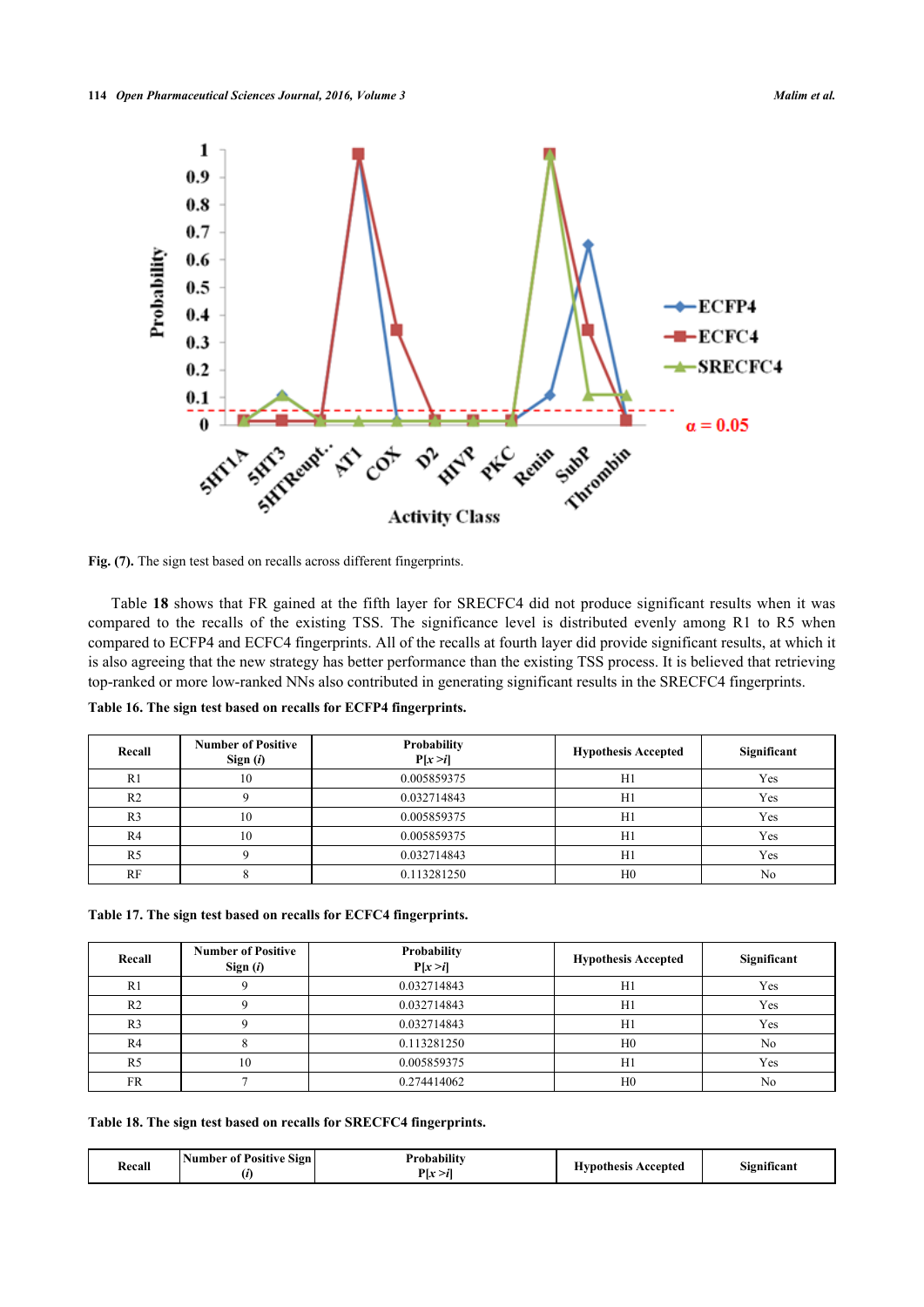**Fig. (7).** The sign test based on recalls across different fingerprints.

Table **18** shows that FR gained at the fifth layer for SRECFC4 did not produce significant results when it was compared to the recalls of the existing TSS. The significance level is distributed evenly among R1 to R5 when compared to ECFP4 and ECFC4 fingerprints. All of the recalls at fourth layer did provide significant results, at which it is also agreeing that the new strategy has better performance than the existing TSS process. It is believed that retrieving top-ranked or more low-ranked NNs also contributed in generating significant results in the SRECFC4 fingerprints.

**Table 16. The sign test based on recalls for ECFP4 fingerprints.**

| Recall | Number of Positive Sign (*i*) | Probability P[*x* >*i*] | Hypothesis Accepted | Significant |
|---|---|---|---|---|
| R1 | 10 | 0.005859375 | H1 | Yes |
| R2 | 9 | 0.032714843 | H1 | Yes |
| R3 | 10 | 0.005859375 | H1 | Yes |
| R4 | 10 | 0.005859375 | H1 | Yes |
| R5 | 9 | 0.032714843 | H1 | Yes |
| RF | 8 | 0.113281250 | H0 | No |

**Table 17. The sign test based on recalls for ECFC4 fingerprints.**

| Recall | Number of Positive Sign (*i*) | Probability P[*x* >*i*] | Hypothesis Accepted | Significant |
|---|---|---|---|---|
| R1 | 9 | 0.032714843 | H1 | Yes |
| R2 | 9 | 0.032714843 | H1 | Yes |
| R3 | 9 | 0.032714843 | H1 | Yes |
| R4 | 8 | 0.113281250 | H0 | No |
| R5 | 10 | 0.005859375 | H1 | Yes |
| FR | 7 | 0.274414062 | H0 | No |

**Table 18. The sign test based on recalls for SRECFC4 fingerprints.**

| Recall | Number of Positive Sign (*i*) | Probability P[*x* >*i*] | Hypothesis Accepted | Significant |
|---|---|---|---|---|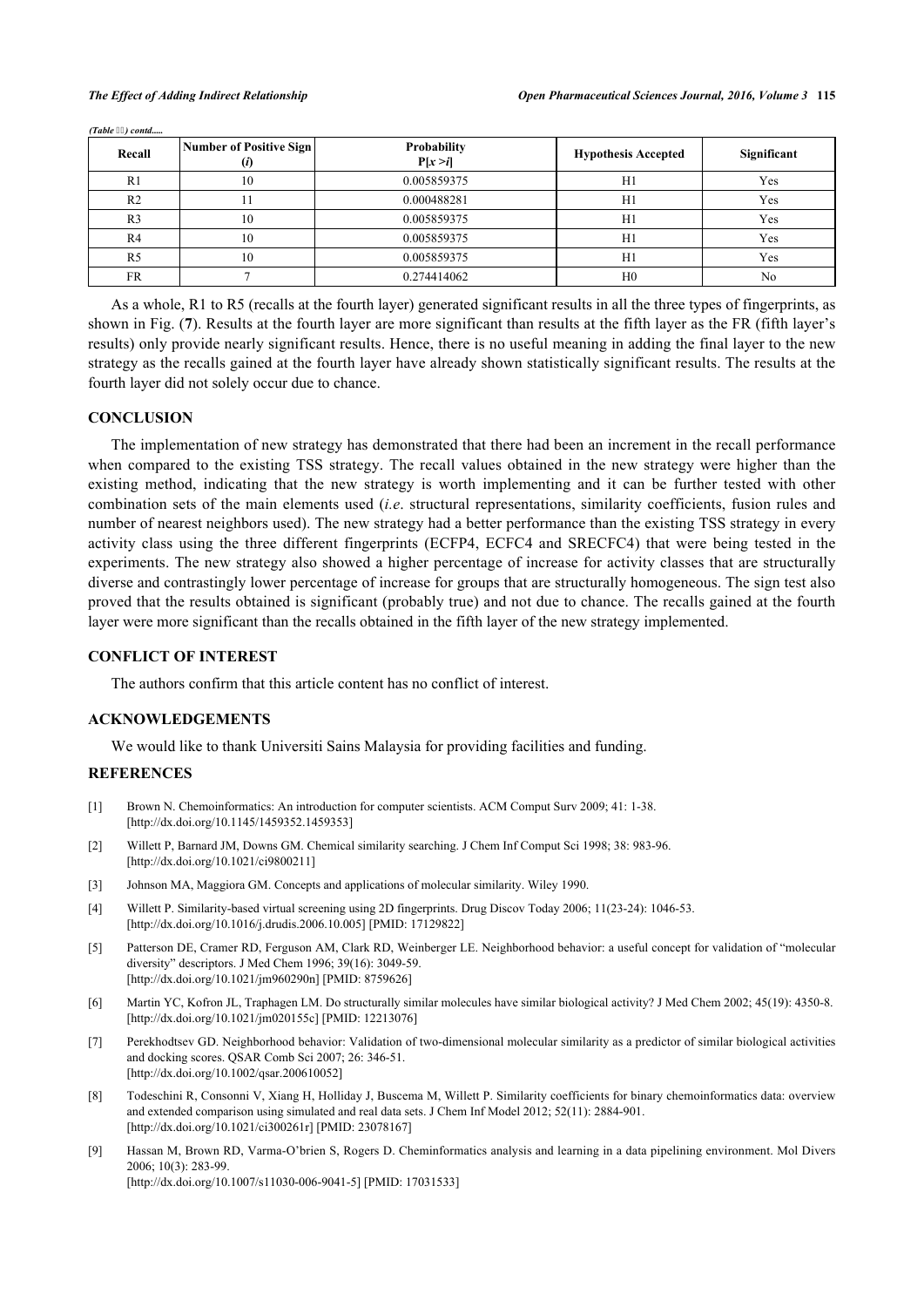*(Table ) contd.....*

| Recall | Number of Positive Sign ($i$) | Probability $P[x > i]$ | Hypothesis Accepted | Significant |
|---|---|---|---|---|
| R1 | 10 | 0.005859375 | H1 | Yes |
| R2 | 11 | 0.000488281 | H1 | Yes |
| R3 | 10 | 0.005859375 | H1 | Yes |
| R4 | 10 | 0.005859375 | H1 | Yes |
| R5 | 10 | 0.005859375 | H1 | Yes |
| FR | 7 | 0.274414062 | H0 | No |

As a whole, R1 to R5 (recalls at the fourth layer) generated significant results in all the three types of fingerprints, as shown in Fig. (**7**). Results at the fourth layer are more significant than results at the fifth layer as the FR (fifth layer's results) only provide nearly significant results. Hence, there is no useful meaning in adding the final layer to the new strategy as the recalls gained at the fourth layer have already shown statistically significant results. The results at the fourth layer did not solely occur due to chance.

## CONCLUSION

The implementation of new strategy has demonstrated that there had been an increment in the recall performance when compared to the existing TSS strategy. The recall values obtained in the new strategy were higher than the existing method, indicating that the new strategy is worth implementing and it can be further tested with other combination sets of the main elements used (*i.e*. structural representations, similarity coefficients, fusion rules and number of nearest neighbors used). The new strategy had a better performance than the existing TSS strategy in every activity class using the three different fingerprints (ECFP4, ECFC4 and SRECFC4) that were being tested in the experiments. The new strategy also showed a higher percentage of increase for activity classes that are structurally diverse and contrastingly lower percentage of increase for groups that are structurally homogeneous. The sign test also proved that the results obtained is significant (probably true) and not due to chance. The recalls gained at the fourth layer were more significant than the recalls obtained in the fifth layer of the new strategy implemented.

## CONFLICT OF INTEREST

The authors confirm that this article content has no conflict of interest.

## ACKNOWLEDGEMENTS

We would like to thank Universiti Sains Malaysia for providing facilities and funding.

## REFERENCES

[1] Brown N. Chemoinformatics: An introduction for computer scientists. ACM Comput Surv 2009; 41: 1-38. [http://dx.doi.org/10.1145/1459352.1459353]

[2] Willett P, Barnard JM, Downs GM. Chemical similarity searching. J Chem Inf Comput Sci 1998; 38: 983-96. [http://dx.doi.org/10.1021/ci9800211]

[3] Johnson MA, Maggiora GM. Concepts and applications of molecular similarity. Wiley 1990.

[4] Willett P. Similarity-based virtual screening using 2D fingerprints. Drug Discov Today 2006; 11(23-24): 1046-53. [http://dx.doi.org/10.1016/j.drudis.2006.10.005] [PMID: 17129822]

[5] Patterson DE, Cramer RD, Ferguson AM, Clark RD, Weinberger LE. Neighborhood behavior: a useful concept for validation of "molecular diversity" descriptors. J Med Chem 1996; 39(16): 3049-59. [http://dx.doi.org/10.1021/jm960290n] [PMID: 8759626]

[6] Martin YC, Kofron JL, Traphagen LM. Do structurally similar molecules have similar biological activity? J Med Chem 2002; 45(19): 4350-8. [http://dx.doi.org/10.1021/jm020155c] [PMID: 12213076]

[7] Perekhodtsev GD. Neighborhood behavior: Validation of two-dimensional molecular similarity as a predictor of similar biological activities and docking scores. QSAR Comb Sci 2007; 26: 346-51. [http://dx.doi.org/10.1002/qsar.200610052]

[8] Todeschini R, Consonni V, Xiang H, Holliday J, Buscema M, Willett P. Similarity coefficients for binary chemoinformatics data: overview and extended comparison using simulated and real data sets. J Chem Inf Model 2012; 52(11): 2884-901. [http://dx.doi.org/10.1021/ci300261r] [PMID: 23078167]

[9] Hassan M, Brown RD, Varma-O'brien S, Rogers D. Cheminformatics analysis and learning in a data pipelining environment. Mol Divers 2006; 10(3): 283-99. [http://dx.doi.org/10.1007/s11030-006-9041-5] [PMID: 17031533]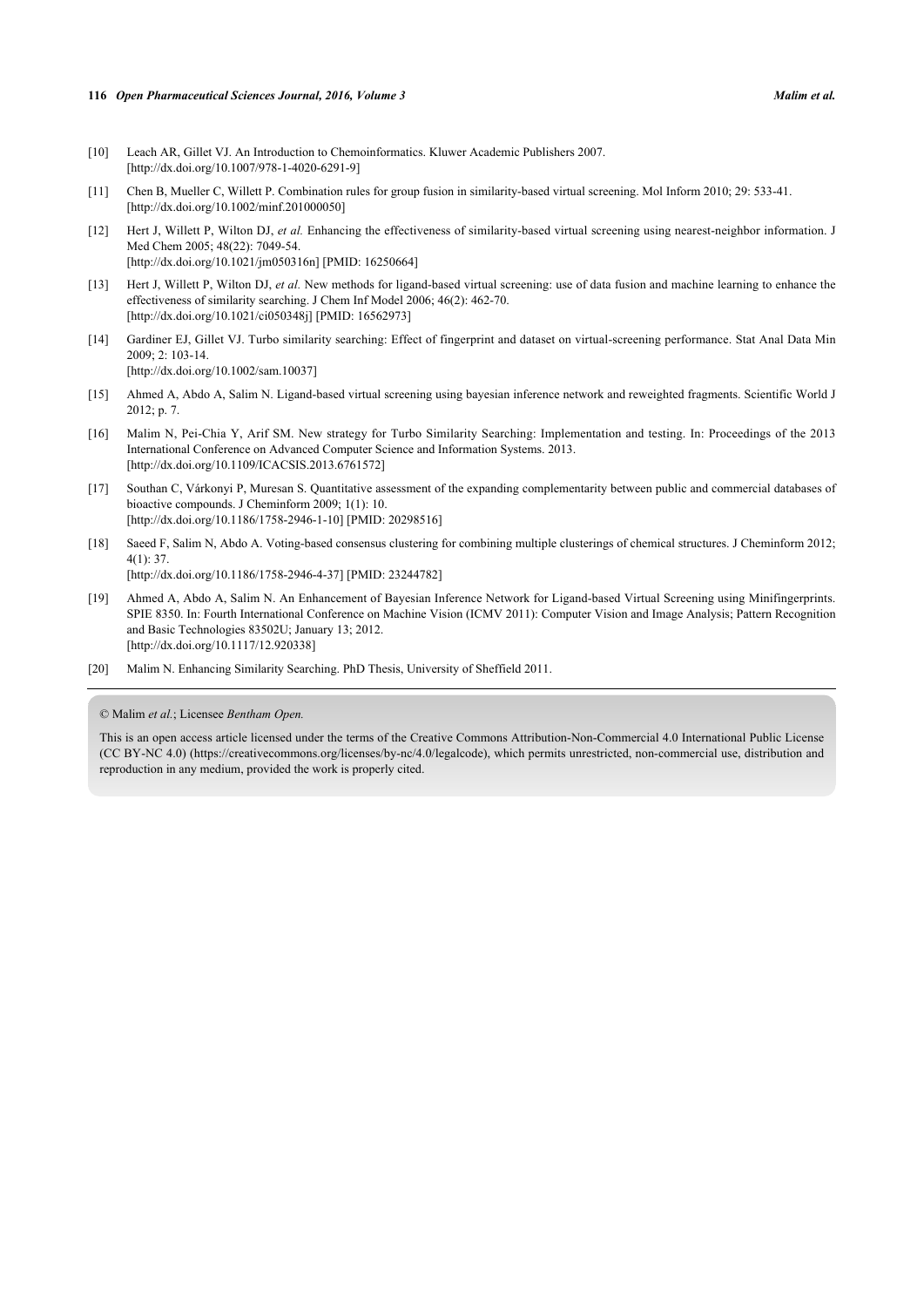[10] Leach AR, Gillet VJ. An Introduction to Chemoinformatics. Kluwer Academic Publishers 2007. [http://dx.doi.org/10.1007/978-1-4020-6291-9]

[11] Chen B, Mueller C, Willett P. Combination rules for group fusion in similarity-based virtual screening. Mol Inform 2010; 29: 533-41. [http://dx.doi.org/10.1002/minf.201000050]

[12] Hert J, Willett P, Wilton DJ, *et al.* Enhancing the effectiveness of similarity-based virtual screening using nearest-neighbor information. J Med Chem 2005; 48(22): 7049-54. [http://dx.doi.org/10.1021/jm050316n] [PMID: 16250664]

[13] Hert J, Willett P, Wilton DJ, *et al.* New methods for ligand-based virtual screening: use of data fusion and machine learning to enhance the effectiveness of similarity searching. J Chem Inf Model 2006; 46(2): 462-70. [http://dx.doi.org/10.1021/ci050348j] [PMID: 16562973]

[14] Gardiner EJ, Gillet VJ. Turbo similarity searching: Effect of fingerprint and dataset on virtual-screening performance. Stat Anal Data Min 2009; 2: 103-14. [http://dx.doi.org/10.1002/sam.10037]

[15] Ahmed A, Abdo A, Salim N. Ligand-based virtual screening using bayesian inference network and reweighted fragments. Scientific World J 2012; p. 7.

[16] Malim N, Pei-Chia Y, Arif SM. New strategy for Turbo Similarity Searching: Implementation and testing. In: Proceedings of the 2013 International Conference on Advanced Computer Science and Information Systems. 2013. [http://dx.doi.org/10.1109/ICACSIS.2013.6761572]

[17] Southan C, Várkonyi P, Muresan S. Quantitative assessment of the expanding complementarity between public and commercial databases of bioactive compounds. J Cheminform 2009; 1(1): 10. [http://dx.doi.org/10.1186/1758-2946-1-10] [PMID: 20298516]

[18] Saeed F, Salim N, Abdo A. Voting-based consensus clustering for combining multiple clusterings of chemical structures. J Cheminform 2012; 4(1): 37. [http://dx.doi.org/10.1186/1758-2946-4-37] [PMID: 23244782]

[19] Ahmed A, Abdo A, Salim N. An Enhancement of Bayesian Inference Network for Ligand-based Virtual Screening using Minifingerprints. SPIE 8350. In: Fourth International Conference on Machine Vision (ICMV 2011): Computer Vision and Image Analysis; Pattern Recognition and Basic Technologies 83502U; January 13; 2012. [http://dx.doi.org/10.1117/12.920338]

[20] Malim N. Enhancing Similarity Searching. PhD Thesis, University of Sheffield 2011.

---

© Malim *et al.*; Licensee *Bentham Open.*

This is an open access article licensed under the terms of the Creative Commons Attribution-Non-Commercial 4.0 International Public License (CC BY-NC 4.0) (https://creativecommons.org/licenses/by-nc/4.0/legalcode), which permits unrestricted, non-commercial use, distribution and reproduction in any medium, provided the work is properly cited.